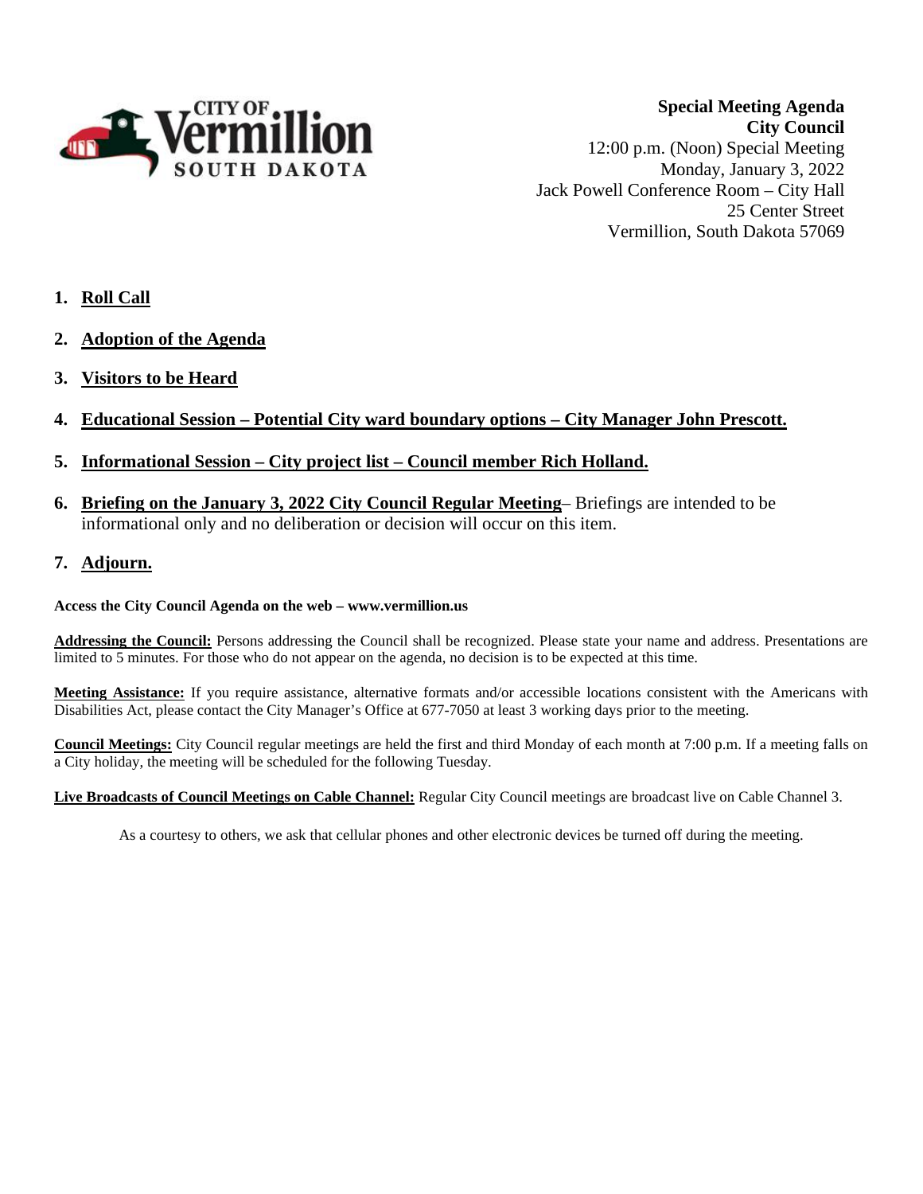CITY OF Vermillion SOUTH DAKOTA

**Special Meeting Agenda**
**City Council**
12:00 p.m. (Noon) Special Meeting
Monday, January 3, 2022
Jack Powell Conference Room – City Hall
25 Center Street
Vermillion, South Dakota 57069

1. **Roll Call**
2. **Adoption of the Agenda**
3. **Visitors to be Heard**
4. **Educational Session – Potential City ward boundary options – City Manager John Prescott.**
5. **Informational Session – City project list – Council member Rich Holland.**
6. **Briefing on the January 3, 2022 City Council Regular Meeting**– Briefings are intended to be informational only and no deliberation or decision will occur on this item.
7. **Adjourn.**

**Access the City Council Agenda on the web – www.vermillion.us**

**Addressing the Council:** Persons addressing the Council shall be recognized. Please state your name and address. Presentations are limited to 5 minutes. For those who do not appear on the agenda, no decision is to be expected at this time.

**Meeting Assistance:** If you require assistance, alternative formats and/or accessible locations consistent with the Americans with Disabilities Act, please contact the City Manager's Office at 677-7050 at least 3 working days prior to the meeting.

**Council Meetings:** City Council regular meetings are held the first and third Monday of each month at 7:00 p.m. If a meeting falls on a City holiday, the meeting will be scheduled for the following Tuesday.

**Live Broadcasts of Council Meetings on Cable Channel:** Regular City Council meetings are broadcast live on Cable Channel 3.

As a courtesy to others, we ask that cellular phones and other electronic devices be turned off during the meeting.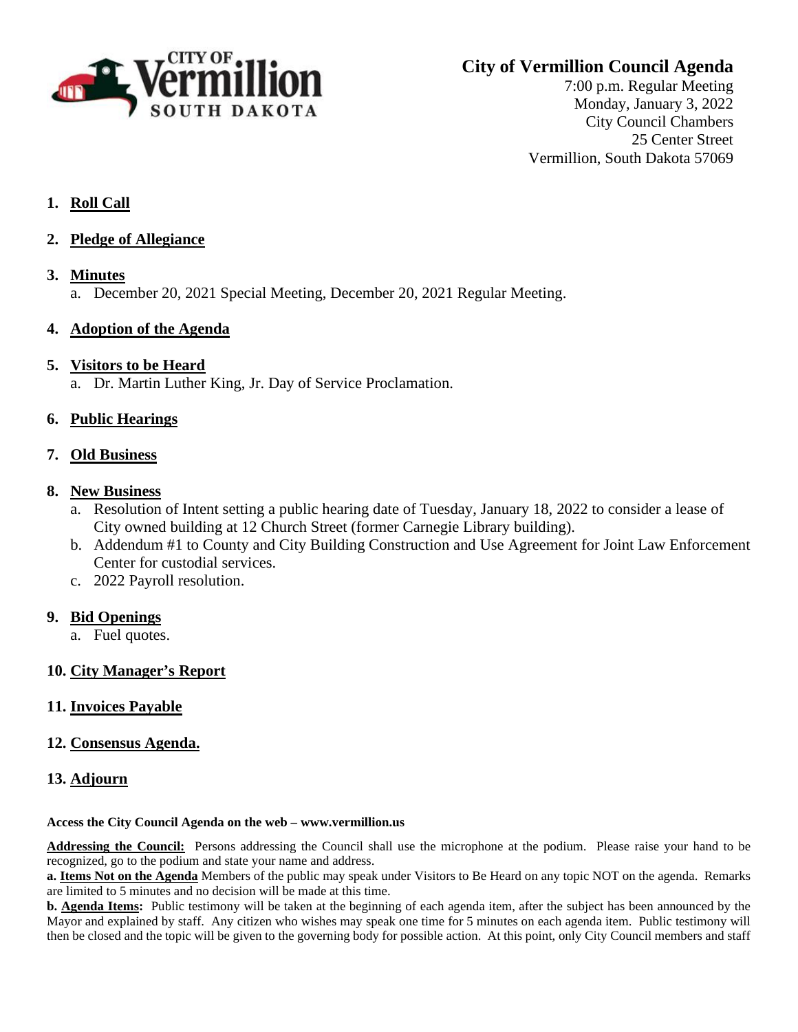**City of Vermillion Council Agenda**

7:00 p.m. Regular Meeting
Monday, January 3, 2022
City Council Chambers
25 Center Street
Vermillion, South Dakota 57069

1. **Roll Call**

2. **Pledge of Allegiance**

3. **Minutes**
   a. December 20, 2021 Special Meeting, December 20, 2021 Regular Meeting.

4. **Adoption of the Agenda**

5. **Visitors to be Heard**
   a. Dr. Martin Luther King, Jr. Day of Service Proclamation.

6. **Public Hearings**

7. **Old Business**

8. **New Business**
   a. Resolution of Intent setting a public hearing date of Tuesday, January 18, 2022 to consider a lease of City owned building at 12 Church Street (former Carnegie Library building).
   b. Addendum #1 to County and City Building Construction and Use Agreement for Joint Law Enforcement Center for custodial services.
   c. 2022 Payroll resolution.

9. **Bid Openings**
   a. Fuel quotes.

10. **City Manager's Report**

11. **Invoices Payable**

12. **Consensus Agenda.**

13. **Adjourn**

**Access the City Council Agenda on the web – www.vermillion.us**

**Addressing the Council:** Persons addressing the Council shall use the microphone at the podium. Please raise your hand to be recognized, go to the podium and state your name and address.

**a. Items Not on the Agenda** Members of the public may speak under Visitors to Be Heard on any topic NOT on the agenda. Remarks are limited to 5 minutes and no decision will be made at this time.

**b. Agenda Items:** Public testimony will be taken at the beginning of each agenda item, after the subject has been announced by the Mayor and explained by staff. Any citizen who wishes may speak one time for 5 minutes on each agenda item. Public testimony will then be closed and the topic will be given to the governing body for possible action. At this point, only City Council members and staff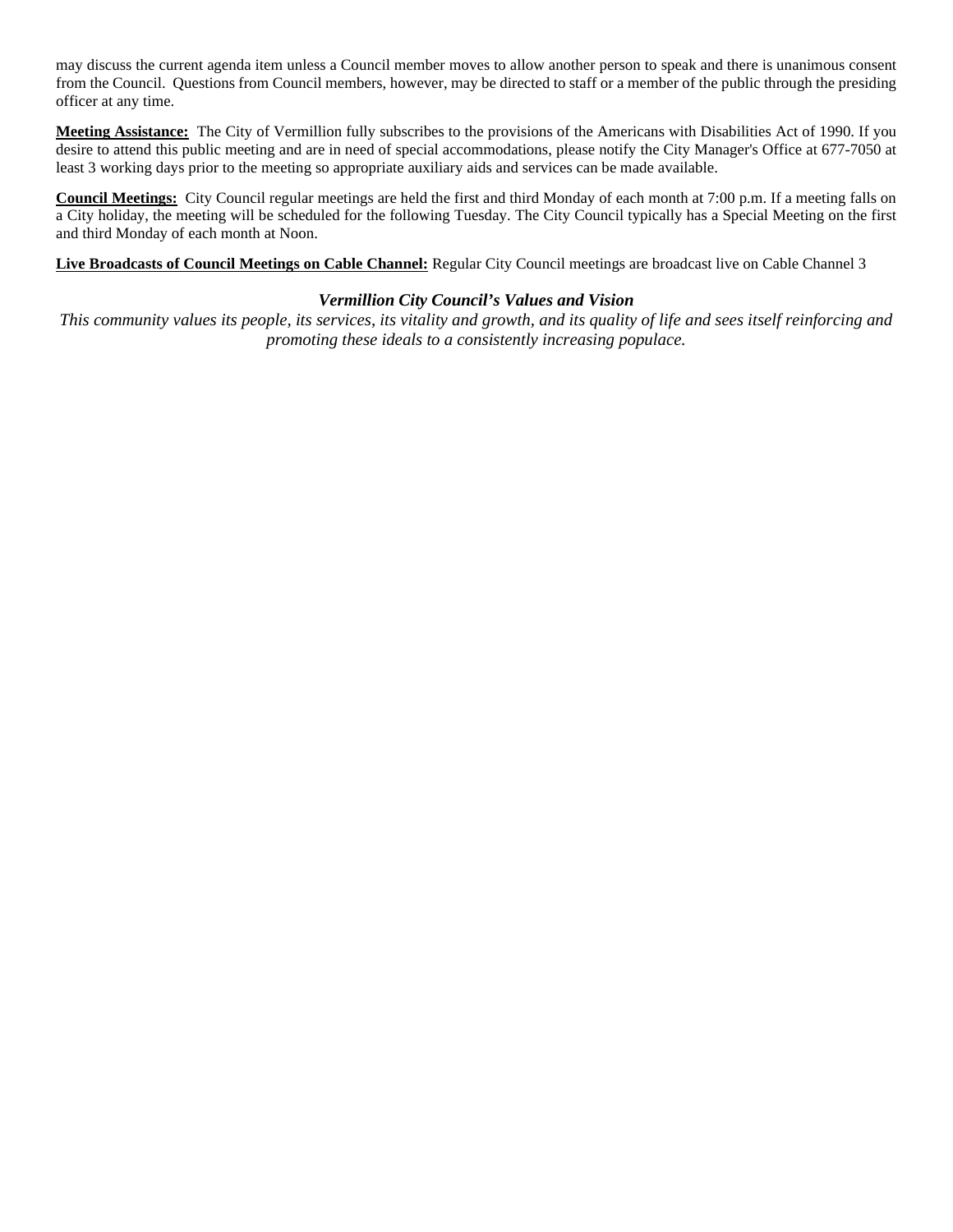may discuss the current agenda item unless a Council member moves to allow another person to speak and there is unanimous consent from the Council.  Questions from Council members, however, may be directed to staff or a member of the public through the presiding officer at any time.

**Meeting Assistance:** The City of Vermillion fully subscribes to the provisions of the Americans with Disabilities Act of 1990. If you desire to attend this public meeting and are in need of special accommodations, please notify the City Manager's Office at 677-7050 at least 3 working days prior to the meeting so appropriate auxiliary aids and services can be made available.

**Council Meetings:** City Council regular meetings are held the first and third Monday of each month at 7:00 p.m. If a meeting falls on a City holiday, the meeting will be scheduled for the following Tuesday. The City Council typically has a Special Meeting on the first and third Monday of each month at Noon.

**Live Broadcasts of Council Meetings on Cable Channel:** Regular City Council meetings are broadcast live on Cable Channel 3

***Vermillion City Council's Values and Vision***

*This community values its people, its services, its vitality and growth, and its quality of life and sees itself reinforcing and promoting these ideals to a consistently increasing populace.*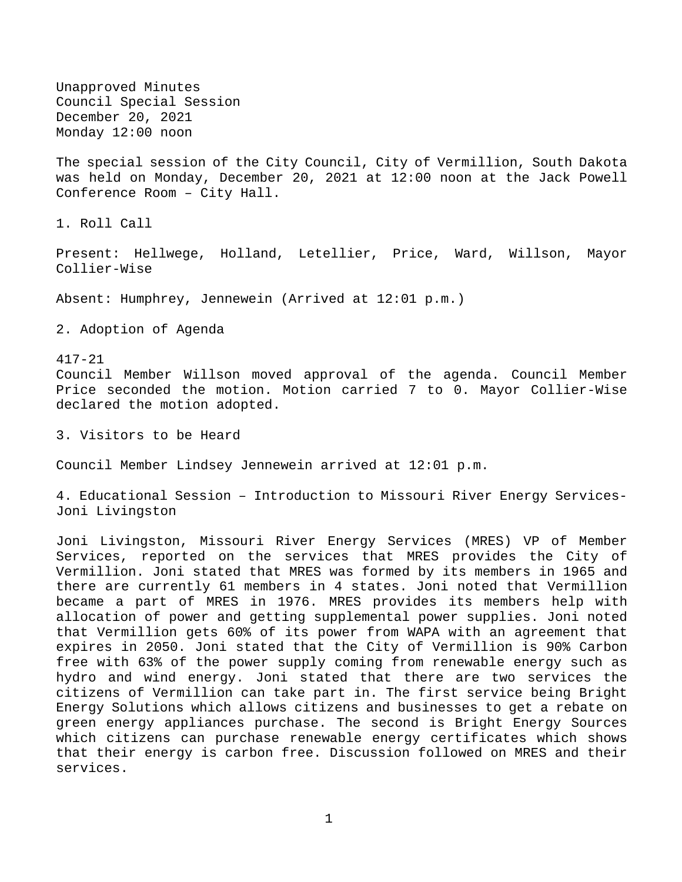Unapproved Minutes
Council Special Session
December 20, 2021
Monday 12:00 noon

The special session of the City Council, City of Vermillion, South Dakota was held on Monday, December 20, 2021 at 12:00 noon at the Jack Powell Conference Room – City Hall.

1. Roll Call

Present: Hellwege, Holland, Letellier, Price, Ward, Willson, Mayor Collier-Wise

Absent: Humphrey, Jennewein (Arrived at 12:01 p.m.)

2. Adoption of Agenda

417-21
Council Member Willson moved approval of the agenda. Council Member Price seconded the motion. Motion carried 7 to 0. Mayor Collier-Wise declared the motion adopted.

3. Visitors to be Heard

Council Member Lindsey Jennewein arrived at 12:01 p.m.

4. Educational Session – Introduction to Missouri River Energy Services- Joni Livingston

Joni Livingston, Missouri River Energy Services (MRES) VP of Member Services, reported on the services that MRES provides the City of Vermillion. Joni stated that MRES was formed by its members in 1965 and there are currently 61 members in 4 states. Joni noted that Vermillion became a part of MRES in 1976. MRES provides its members help with allocation of power and getting supplemental power supplies. Joni noted that Vermillion gets 60% of its power from WAPA with an agreement that expires in 2050. Joni stated that the City of Vermillion is 90% Carbon free with 63% of the power supply coming from renewable energy such as hydro and wind energy. Joni stated that there are two services the citizens of Vermillion can take part in. The first service being Bright Energy Solutions which allows citizens and businesses to get a rebate on green energy appliances purchase. The second is Bright Energy Sources which citizens can purchase renewable energy certificates which shows that their energy is carbon free. Discussion followed on MRES and their services.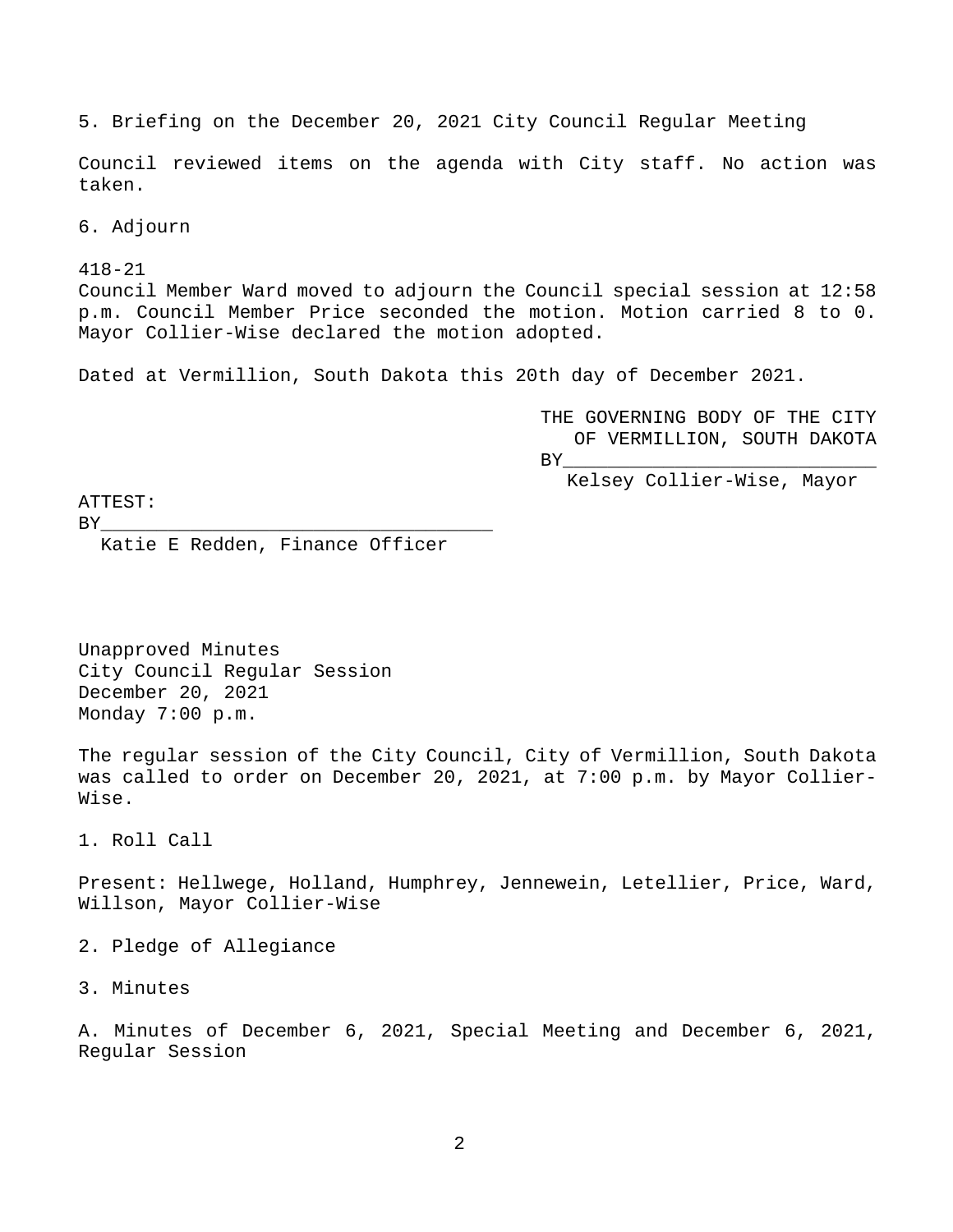5. Briefing on the December 20, 2021 City Council Regular Meeting

Council reviewed items on the agenda with City staff. No action was taken.

6. Adjourn

418-21
Council Member Ward moved to adjourn the Council special session at 12:58 p.m. Council Member Price seconded the motion. Motion carried 8 to 0. Mayor Collier-Wise declared the motion adopted.

Dated at Vermillion, South Dakota this 20th day of December 2021.

THE GOVERNING BODY OF THE CITY OF VERMILLION, SOUTH DAKOTA
BY____________________________
Kelsey Collier-Wise, Mayor

ATTEST:
BY____________________________________
Katie E Redden, Finance Officer

Unapproved Minutes
City Council Regular Session
December 20, 2021
Monday 7:00 p.m.

The regular session of the City Council, City of Vermillion, South Dakota was called to order on December 20, 2021, at 7:00 p.m. by Mayor Collier-Wise.

1. Roll Call

Present: Hellwege, Holland, Humphrey, Jennewein, Letellier, Price, Ward, Willson, Mayor Collier-Wise

2. Pledge of Allegiance

3. Minutes

A. Minutes of December 6, 2021, Special Meeting and December 6, 2021, Regular Session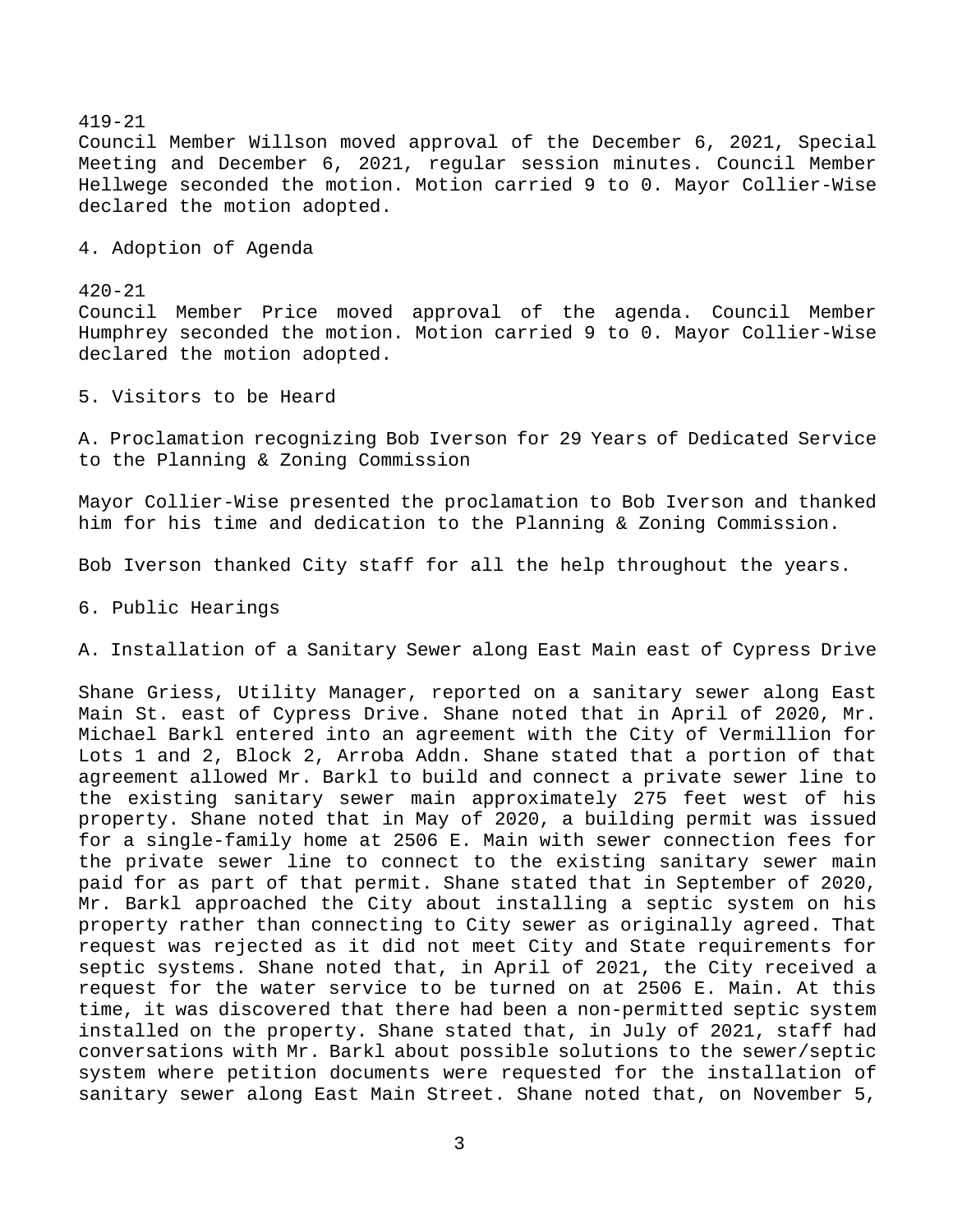419-21
Council Member Willson moved approval of the December 6, 2021, Special Meeting and December 6, 2021, regular session minutes. Council Member Hellwege seconded the motion. Motion carried 9 to 0. Mayor Collier-Wise declared the motion adopted.

4. Adoption of Agenda

420-21
Council Member Price moved approval of the agenda. Council Member Humphrey seconded the motion. Motion carried 9 to 0. Mayor Collier-Wise declared the motion adopted.

5. Visitors to be Heard

A. Proclamation recognizing Bob Iverson for 29 Years of Dedicated Service to the Planning & Zoning Commission

Mayor Collier-Wise presented the proclamation to Bob Iverson and thanked him for his time and dedication to the Planning & Zoning Commission.

Bob Iverson thanked City staff for all the help throughout the years.

6. Public Hearings

A. Installation of a Sanitary Sewer along East Main east of Cypress Drive

Shane Griess, Utility Manager, reported on a sanitary sewer along East Main St. east of Cypress Drive. Shane noted that in April of 2020, Mr. Michael Barkl entered into an agreement with the City of Vermillion for Lots 1 and 2, Block 2, Arroba Addn. Shane stated that a portion of that agreement allowed Mr. Barkl to build and connect a private sewer line to the existing sanitary sewer main approximately 275 feet west of his property. Shane noted that in May of 2020, a building permit was issued for a single-family home at 2506 E. Main with sewer connection fees for the private sewer line to connect to the existing sanitary sewer main paid for as part of that permit. Shane stated that in September of 2020, Mr. Barkl approached the City about installing a septic system on his property rather than connecting to City sewer as originally agreed. That request was rejected as it did not meet City and State requirements for septic systems. Shane noted that, in April of 2021, the City received a request for the water service to be turned on at 2506 E. Main. At this time, it was discovered that there had been a non-permitted septic system installed on the property. Shane stated that, in July of 2021, staff had conversations with Mr. Barkl about possible solutions to the sewer/septic system where petition documents were requested for the installation of sanitary sewer along East Main Street. Shane noted that, on November 5,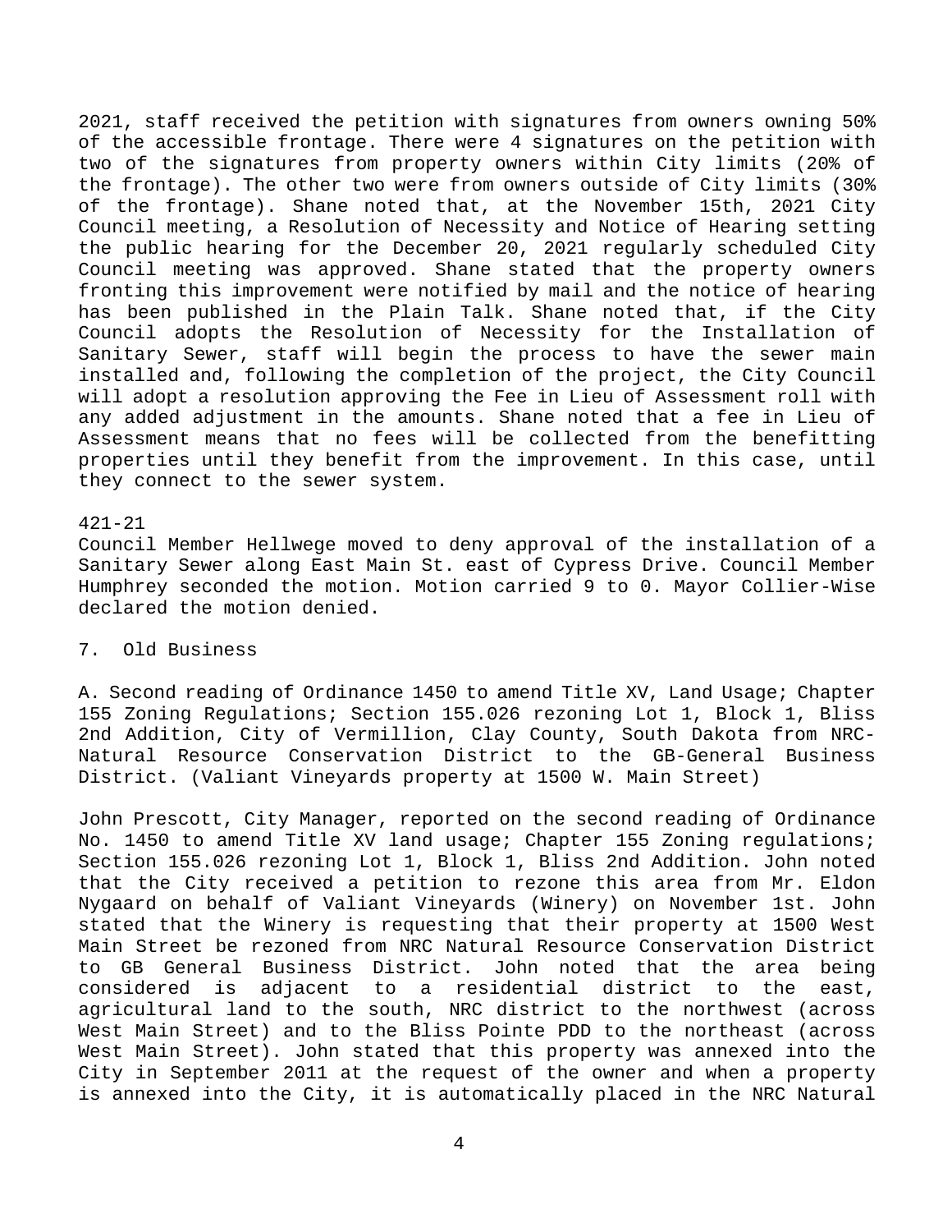2021, staff received the petition with signatures from owners owning 50% of the accessible frontage. There were 4 signatures on the petition with two of the signatures from property owners within City limits (20% of the frontage). The other two were from owners outside of City limits (30% of the frontage). Shane noted that, at the November 15th, 2021 City Council meeting, a Resolution of Necessity and Notice of Hearing setting the public hearing for the December 20, 2021 regularly scheduled City Council meeting was approved. Shane stated that the property owners fronting this improvement were notified by mail and the notice of hearing has been published in the Plain Talk. Shane noted that, if the City Council adopts the Resolution of Necessity for the Installation of Sanitary Sewer, staff will begin the process to have the sewer main installed and, following the completion of the project, the City Council will adopt a resolution approving the Fee in Lieu of Assessment roll with any added adjustment in the amounts. Shane noted that a fee in Lieu of Assessment means that no fees will be collected from the benefitting properties until they benefit from the improvement. In this case, until they connect to the sewer system.

421-21
Council Member Hellwege moved to deny approval of the installation of a Sanitary Sewer along East Main St. east of Cypress Drive. Council Member Humphrey seconded the motion. Motion carried 9 to 0. Mayor Collier-Wise declared the motion denied.

7. Old Business

A. Second reading of Ordinance 1450 to amend Title XV, Land Usage; Chapter 155 Zoning Regulations; Section 155.026 rezoning Lot 1, Block 1, Bliss 2nd Addition, City of Vermillion, Clay County, South Dakota from NRC-Natural Resource Conservation District to the GB-General Business District. (Valiant Vineyards property at 1500 W. Main Street)

John Prescott, City Manager, reported on the second reading of Ordinance No. 1450 to amend Title XV land usage; Chapter 155 Zoning regulations; Section 155.026 rezoning Lot 1, Block 1, Bliss 2nd Addition. John noted that the City received a petition to rezone this area from Mr. Eldon Nygaard on behalf of Valiant Vineyards (Winery) on November 1st. John stated that the Winery is requesting that their property at 1500 West Main Street be rezoned from NRC Natural Resource Conservation District to GB General Business District. John noted that the area being considered is adjacent to a residential district to the east, agricultural land to the south, NRC district to the northwest (across West Main Street) and to the Bliss Pointe PDD to the northeast (across West Main Street). John stated that this property was annexed into the City in September 2011 at the request of the owner and when a property is annexed into the City, it is automatically placed in the NRC Natural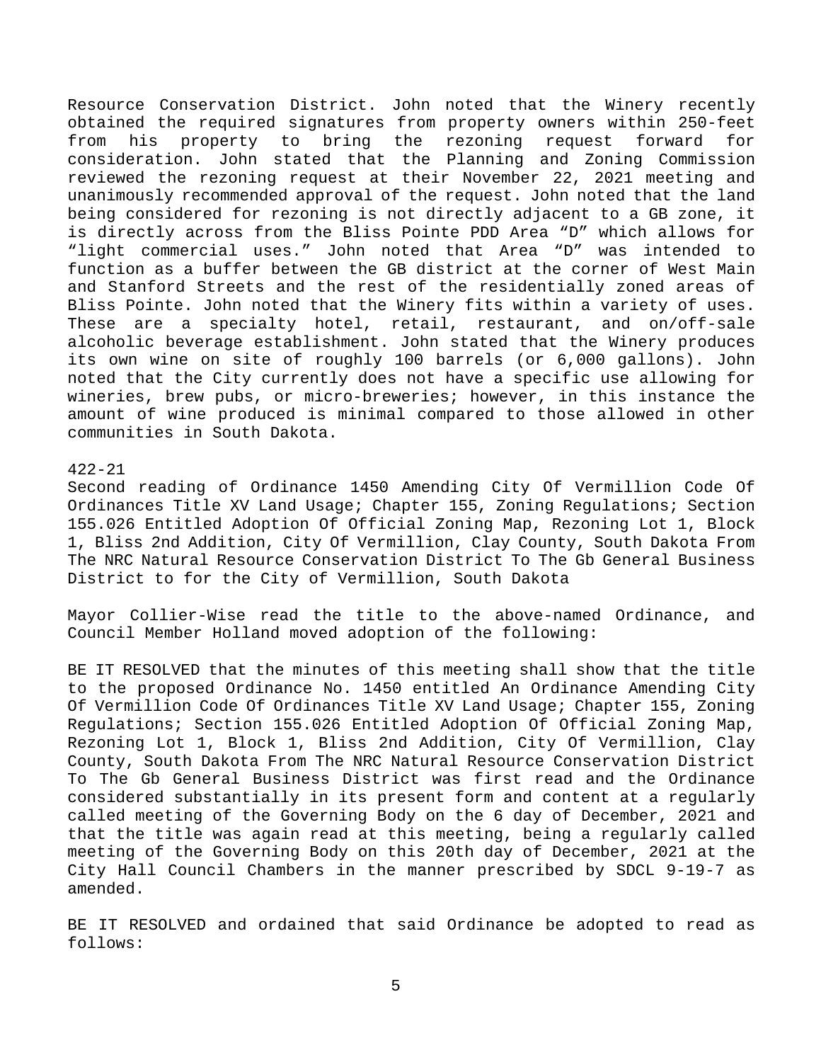Resource Conservation District. John noted that the Winery recently obtained the required signatures from property owners within 250-feet from his property to bring the rezoning request forward for consideration. John stated that the Planning and Zoning Commission reviewed the rezoning request at their November 22, 2021 meeting and unanimously recommended approval of the request. John noted that the land being considered for rezoning is not directly adjacent to a GB zone, it is directly across from the Bliss Pointe PDD Area "D" which allows for "light commercial uses." John noted that Area "D" was intended to function as a buffer between the GB district at the corner of West Main and Stanford Streets and the rest of the residentially zoned areas of Bliss Pointe. John noted that the Winery fits within a variety of uses. These are a specialty hotel, retail, restaurant, and on/off-sale alcoholic beverage establishment. John stated that the Winery produces its own wine on site of roughly 100 barrels (or 6,000 gallons). John noted that the City currently does not have a specific use allowing for wineries, brew pubs, or micro-breweries; however, in this instance the amount of wine produced is minimal compared to those allowed in other communities in South Dakota.

422-21
Second reading of Ordinance 1450 Amending City Of Vermillion Code Of Ordinances Title XV Land Usage; Chapter 155, Zoning Regulations; Section 155.026 Entitled Adoption Of Official Zoning Map, Rezoning Lot 1, Block 1, Bliss 2nd Addition, City Of Vermillion, Clay County, South Dakota From The NRC Natural Resource Conservation District To The Gb General Business District to for the City of Vermillion, South Dakota

Mayor Collier-Wise read the title to the above-named Ordinance, and Council Member Holland moved adoption of the following:

BE IT RESOLVED that the minutes of this meeting shall show that the title to the proposed Ordinance No. 1450 entitled An Ordinance Amending City Of Vermillion Code Of Ordinances Title XV Land Usage; Chapter 155, Zoning Regulations; Section 155.026 Entitled Adoption Of Official Zoning Map, Rezoning Lot 1, Block 1, Bliss 2nd Addition, City Of Vermillion, Clay County, South Dakota From The NRC Natural Resource Conservation District To The Gb General Business District was first read and the Ordinance considered substantially in its present form and content at a regularly called meeting of the Governing Body on the 6 day of December, 2021 and that the title was again read at this meeting, being a regularly called meeting of the Governing Body on this 20th day of December, 2021 at the City Hall Council Chambers in the manner prescribed by SDCL 9-19-7 as amended.

BE IT RESOLVED and ordained that said Ordinance be adopted to read as follows: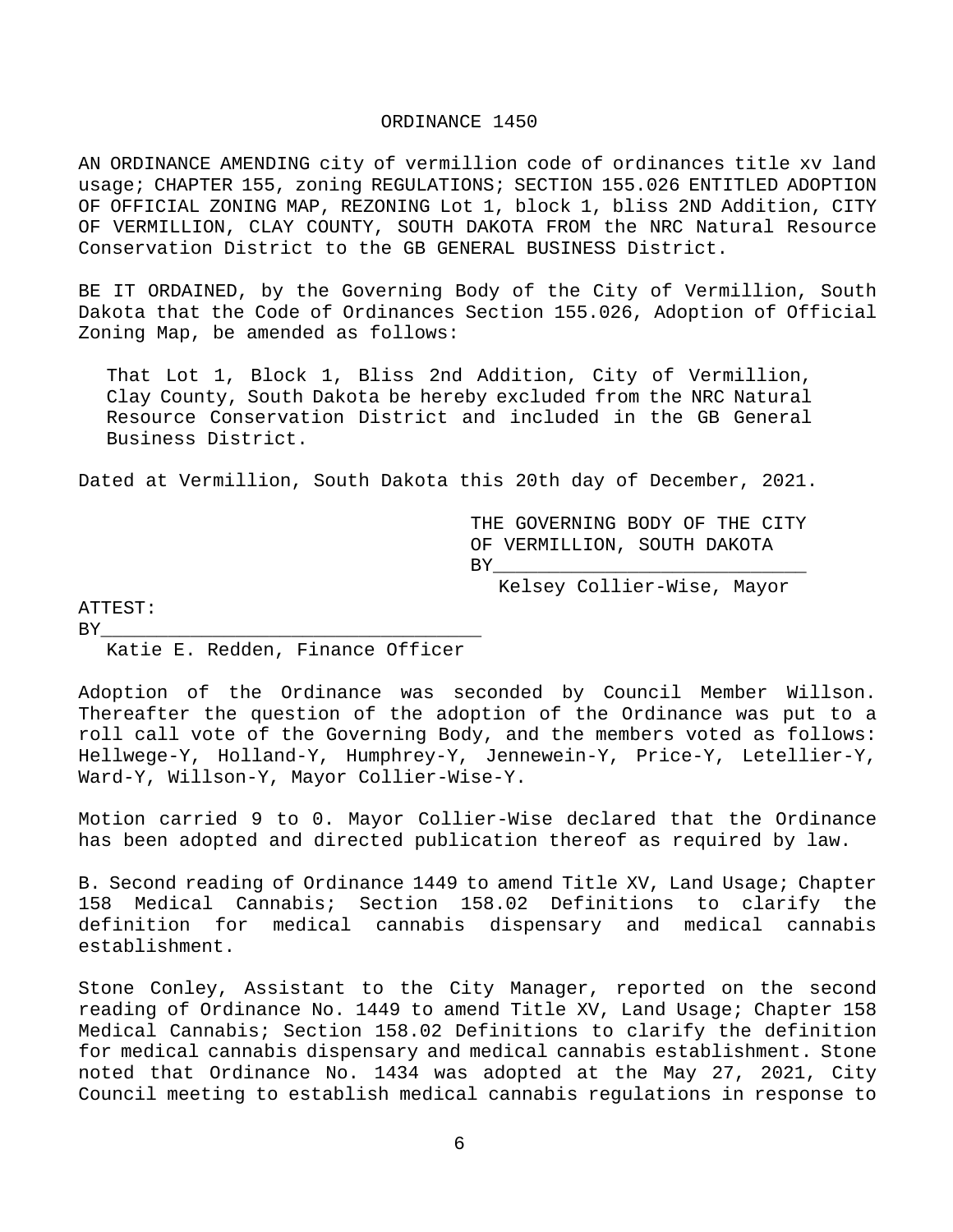ORDINANCE 1450

AN ORDINANCE AMENDING city of vermillion code of ordinances title xv land usage; CHAPTER 155, zoning REGULATIONS; SECTION 155.026 ENTITLED ADOPTION OF OFFICIAL ZONING MAP, REZONING Lot 1, block 1, bliss 2ND Addition, CITY OF VERMILLION, CLAY COUNTY, SOUTH DAKOTA FROM the NRC Natural Resource Conservation District to the GB GENERAL BUSINESS District.

BE IT ORDAINED, by the Governing Body of the City of Vermillion, South Dakota that the Code of Ordinances Section 155.026, Adoption of Official Zoning Map, be amended as follows:

> That Lot 1, Block 1, Bliss 2nd Addition, City of Vermillion, Clay County, South Dakota be hereby excluded from the NRC Natural Resource Conservation District and included in the GB General Business District.

Dated at Vermillion, South Dakota this 20th day of December, 2021.

THE GOVERNING BODY OF THE CITY OF VERMILLION, SOUTH DAKOTA
BY___________________________
Kelsey Collier-Wise, Mayor

ATTEST:
BY_________________________________
Katie E. Redden, Finance Officer

Adoption of the Ordinance was seconded by Council Member Willson. Thereafter the question of the adoption of the Ordinance was put to a roll call vote of the Governing Body, and the members voted as follows: Hellwege-Y, Holland-Y, Humphrey-Y, Jennewein-Y, Price-Y, Letellier-Y, Ward-Y, Willson-Y, Mayor Collier-Wise-Y.

Motion carried 9 to 0. Mayor Collier-Wise declared that the Ordinance has been adopted and directed publication thereof as required by law.

B. Second reading of Ordinance 1449 to amend Title XV, Land Usage; Chapter 158 Medical Cannabis; Section 158.02 Definitions to clarify the definition for medical cannabis dispensary and medical cannabis establishment.

Stone Conley, Assistant to the City Manager, reported on the second reading of Ordinance No. 1449 to amend Title XV, Land Usage; Chapter 158 Medical Cannabis; Section 158.02 Definitions to clarify the definition for medical cannabis dispensary and medical cannabis establishment. Stone noted that Ordinance No. 1434 was adopted at the May 27, 2021, City Council meeting to establish medical cannabis regulations in response to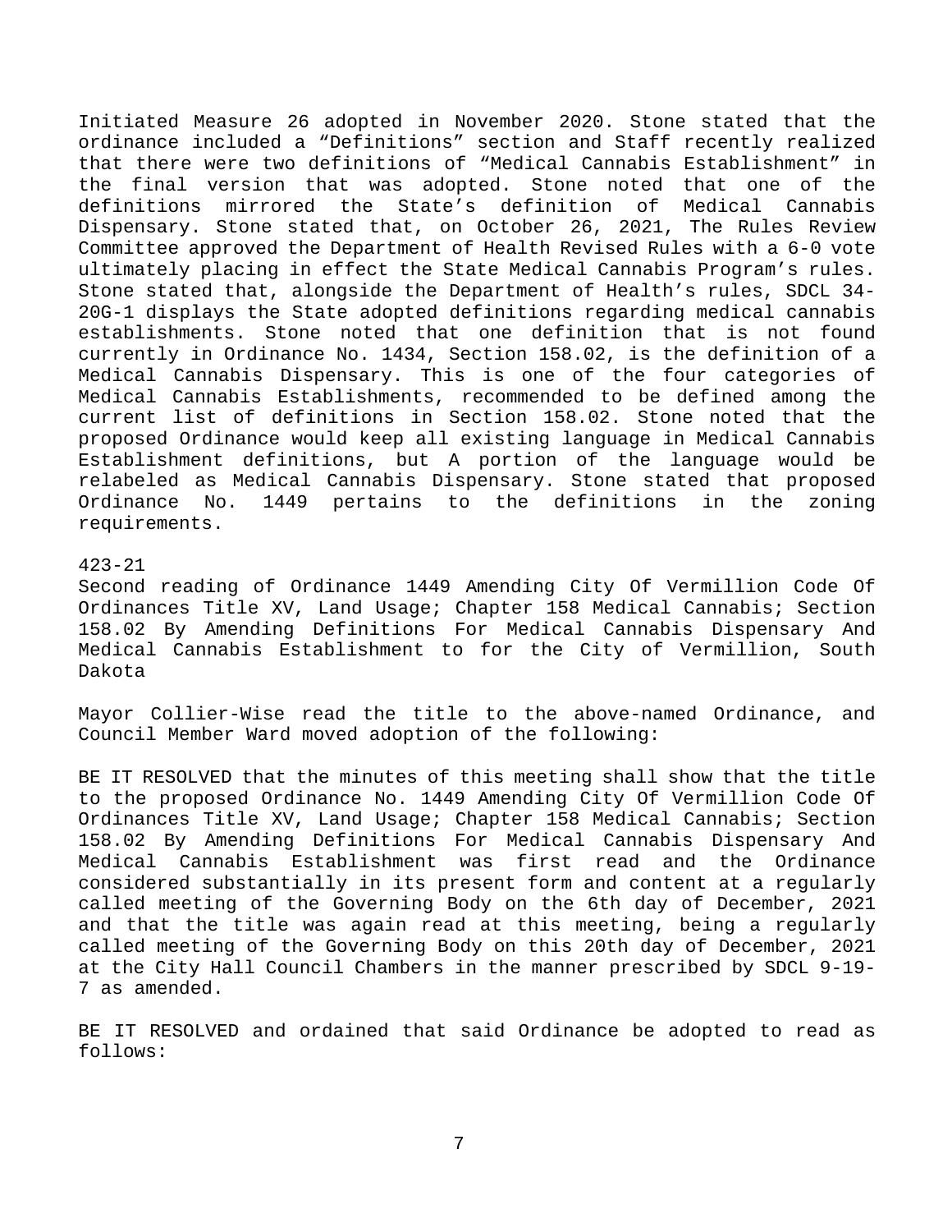Initiated Measure 26 adopted in November 2020. Stone stated that the ordinance included a "Definitions" section and Staff recently realized that there were two definitions of "Medical Cannabis Establishment" in the final version that was adopted. Stone noted that one of the definitions mirrored the State's definition of Medical Cannabis Dispensary. Stone stated that, on October 26, 2021, The Rules Review Committee approved the Department of Health Revised Rules with a 6-0 vote ultimately placing in effect the State Medical Cannabis Program's rules. Stone stated that, alongside the Department of Health's rules, SDCL 34-20G-1 displays the State adopted definitions regarding medical cannabis establishments. Stone noted that one definition that is not found currently in Ordinance No. 1434, Section 158.02, is the definition of a Medical Cannabis Dispensary. This is one of the four categories of Medical Cannabis Establishments, recommended to be defined among the current list of definitions in Section 158.02. Stone noted that the proposed Ordinance would keep all existing language in Medical Cannabis Establishment definitions, but A portion of the language would be relabeled as Medical Cannabis Dispensary. Stone stated that proposed Ordinance No. 1449 pertains to the definitions in the zoning requirements.

423-21

Second reading of Ordinance 1449 Amending City Of Vermillion Code Of Ordinances Title XV, Land Usage; Chapter 158 Medical Cannabis; Section 158.02 By Amending Definitions For Medical Cannabis Dispensary And Medical Cannabis Establishment to for the City of Vermillion, South Dakota

Mayor Collier-Wise read the title to the above-named Ordinance, and Council Member Ward moved adoption of the following:

BE IT RESOLVED that the minutes of this meeting shall show that the title to the proposed Ordinance No. 1449 Amending City Of Vermillion Code Of Ordinances Title XV, Land Usage; Chapter 158 Medical Cannabis; Section 158.02 By Amending Definitions For Medical Cannabis Dispensary And Medical Cannabis Establishment was first read and the Ordinance considered substantially in its present form and content at a regularly called meeting of the Governing Body on the 6th day of December, 2021 and that the title was again read at this meeting, being a regularly called meeting of the Governing Body on this 20th day of December, 2021 at the City Hall Council Chambers in the manner prescribed by SDCL 9-19-7 as amended.

BE IT RESOLVED and ordained that said Ordinance be adopted to read as follows: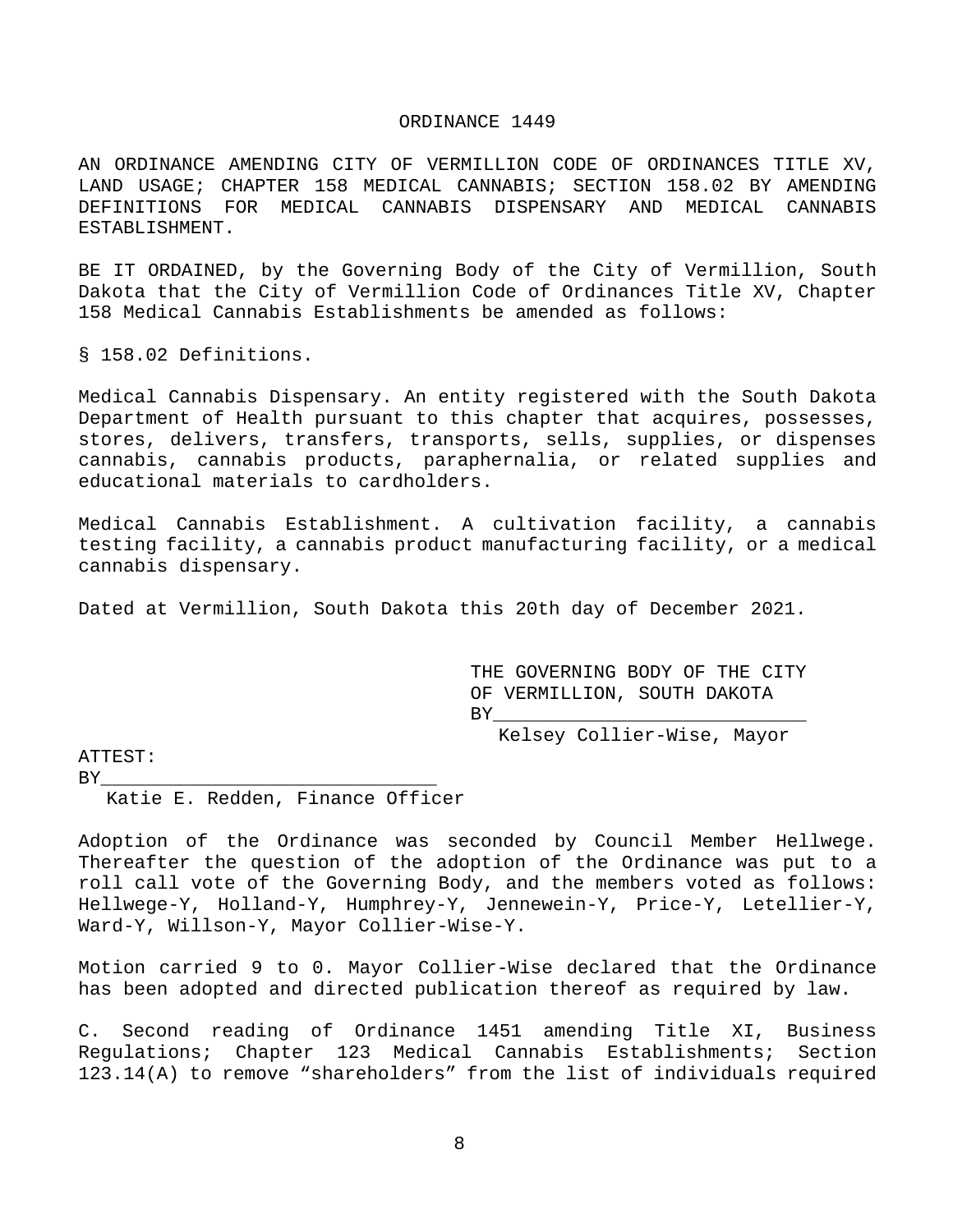ORDINANCE 1449

AN ORDINANCE AMENDING CITY OF VERMILLION CODE OF ORDINANCES TITLE XV, LAND USAGE; CHAPTER 158 MEDICAL CANNABIS; SECTION 158.02 BY AMENDING DEFINITIONS FOR MEDICAL CANNABIS DISPENSARY AND MEDICAL CANNABIS ESTABLISHMENT.

BE IT ORDAINED, by the Governing Body of the City of Vermillion, South Dakota that the City of Vermillion Code of Ordinances Title XV, Chapter 158 Medical Cannabis Establishments be amended as follows:

§ 158.02 Definitions.

Medical Cannabis Dispensary. An entity registered with the South Dakota Department of Health pursuant to this chapter that acquires, possesses, stores, delivers, transfers, transports, sells, supplies, or dispenses cannabis, cannabis products, paraphernalia, or related supplies and educational materials to cardholders.

Medical Cannabis Establishment. A cultivation facility, a cannabis testing facility, a cannabis product manufacturing facility, or a medical cannabis dispensary.

Dated at Vermillion, South Dakota this 20th day of December 2021.

THE GOVERNING BODY OF THE CITY OF VERMILLION, SOUTH DAKOTA
BY____________________________
Kelsey Collier-Wise, Mayor

ATTEST:
BY______________________________
Katie E. Redden, Finance Officer

Adoption of the Ordinance was seconded by Council Member Hellwege. Thereafter the question of the adoption of the Ordinance was put to a roll call vote of the Governing Body, and the members voted as follows: Hellwege-Y, Holland-Y, Humphrey-Y, Jennewein-Y, Price-Y, Letellier-Y, Ward-Y, Willson-Y, Mayor Collier-Wise-Y.

Motion carried 9 to 0. Mayor Collier-Wise declared that the Ordinance has been adopted and directed publication thereof as required by law.

C. Second reading of Ordinance 1451 amending Title XI, Business Regulations; Chapter 123 Medical Cannabis Establishments; Section 123.14(A) to remove "shareholders" from the list of individuals required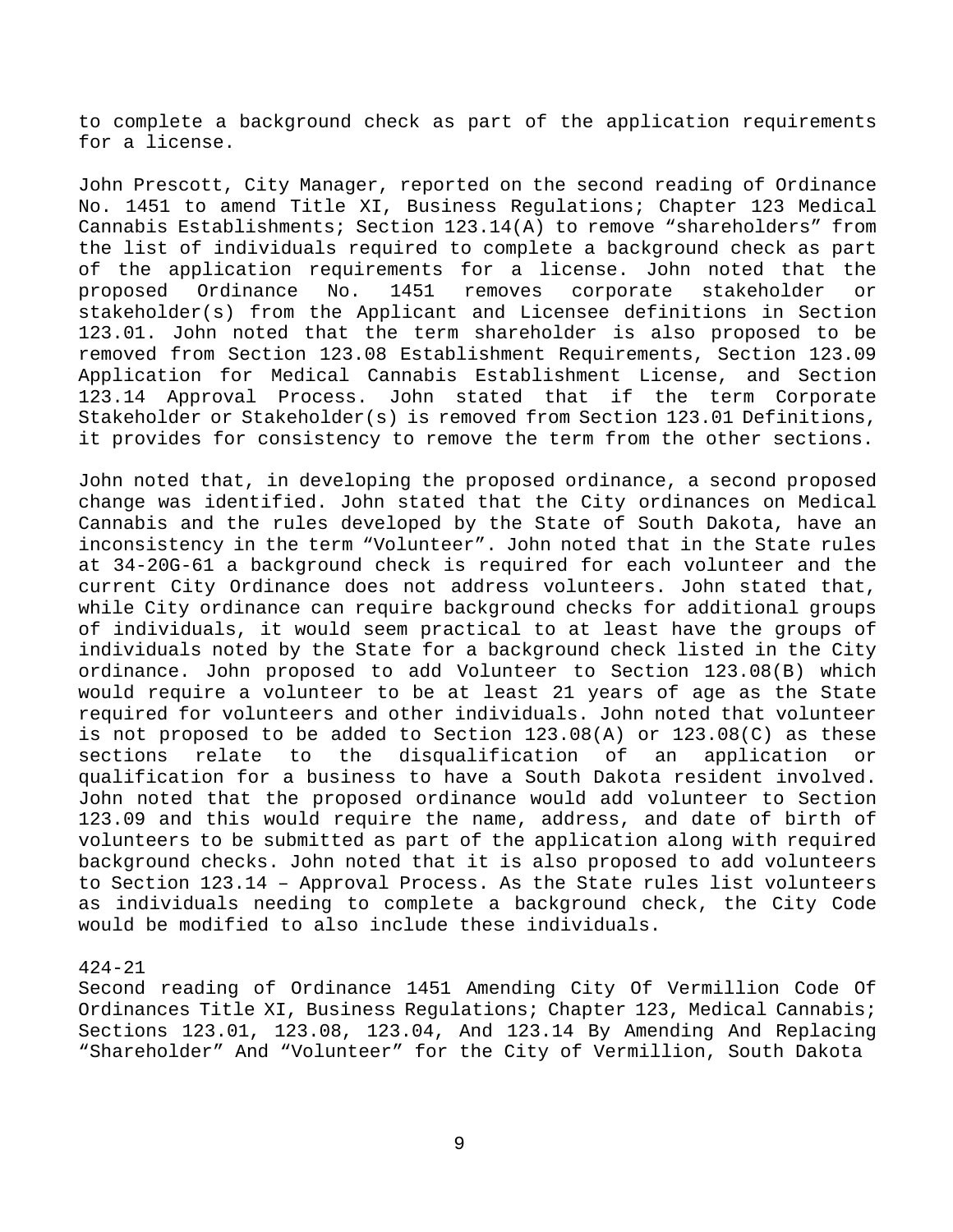to complete a background check as part of the application requirements for a license.

John Prescott, City Manager, reported on the second reading of Ordinance No. 1451 to amend Title XI, Business Regulations; Chapter 123 Medical Cannabis Establishments; Section 123.14(A) to remove "shareholders" from the list of individuals required to complete a background check as part of the application requirements for a license. John noted that the proposed Ordinance No. 1451 removes corporate stakeholder or stakeholder(s) from the Applicant and Licensee definitions in Section 123.01. John noted that the term shareholder is also proposed to be removed from Section 123.08 Establishment Requirements, Section 123.09 Application for Medical Cannabis Establishment License, and Section 123.14 Approval Process. John stated that if the term Corporate Stakeholder or Stakeholder(s) is removed from Section 123.01 Definitions, it provides for consistency to remove the term from the other sections.

John noted that, in developing the proposed ordinance, a second proposed change was identified. John stated that the City ordinances on Medical Cannabis and the rules developed by the State of South Dakota, have an inconsistency in the term "Volunteer". John noted that in the State rules at 34-20G-61 a background check is required for each volunteer and the current City Ordinance does not address volunteers. John stated that, while City ordinance can require background checks for additional groups of individuals, it would seem practical to at least have the groups of individuals noted by the State for a background check listed in the City ordinance. John proposed to add Volunteer to Section 123.08(B) which would require a volunteer to be at least 21 years of age as the State required for volunteers and other individuals. John noted that volunteer is not proposed to be added to Section 123.08(A) or 123.08(C) as these sections relate to the disqualification of an application or qualification for a business to have a South Dakota resident involved. John noted that the proposed ordinance would add volunteer to Section 123.09 and this would require the name, address, and date of birth of volunteers to be submitted as part of the application along with required background checks. John noted that it is also proposed to add volunteers to Section 123.14 – Approval Process. As the State rules list volunteers as individuals needing to complete a background check, the City Code would be modified to also include these individuals.

424-21
Second reading of Ordinance 1451 Amending City Of Vermillion Code Of Ordinances Title XI, Business Regulations; Chapter 123, Medical Cannabis; Sections 123.01, 123.08, 123.04, And 123.14 By Amending And Replacing "Shareholder" And "Volunteer" for the City of Vermillion, South Dakota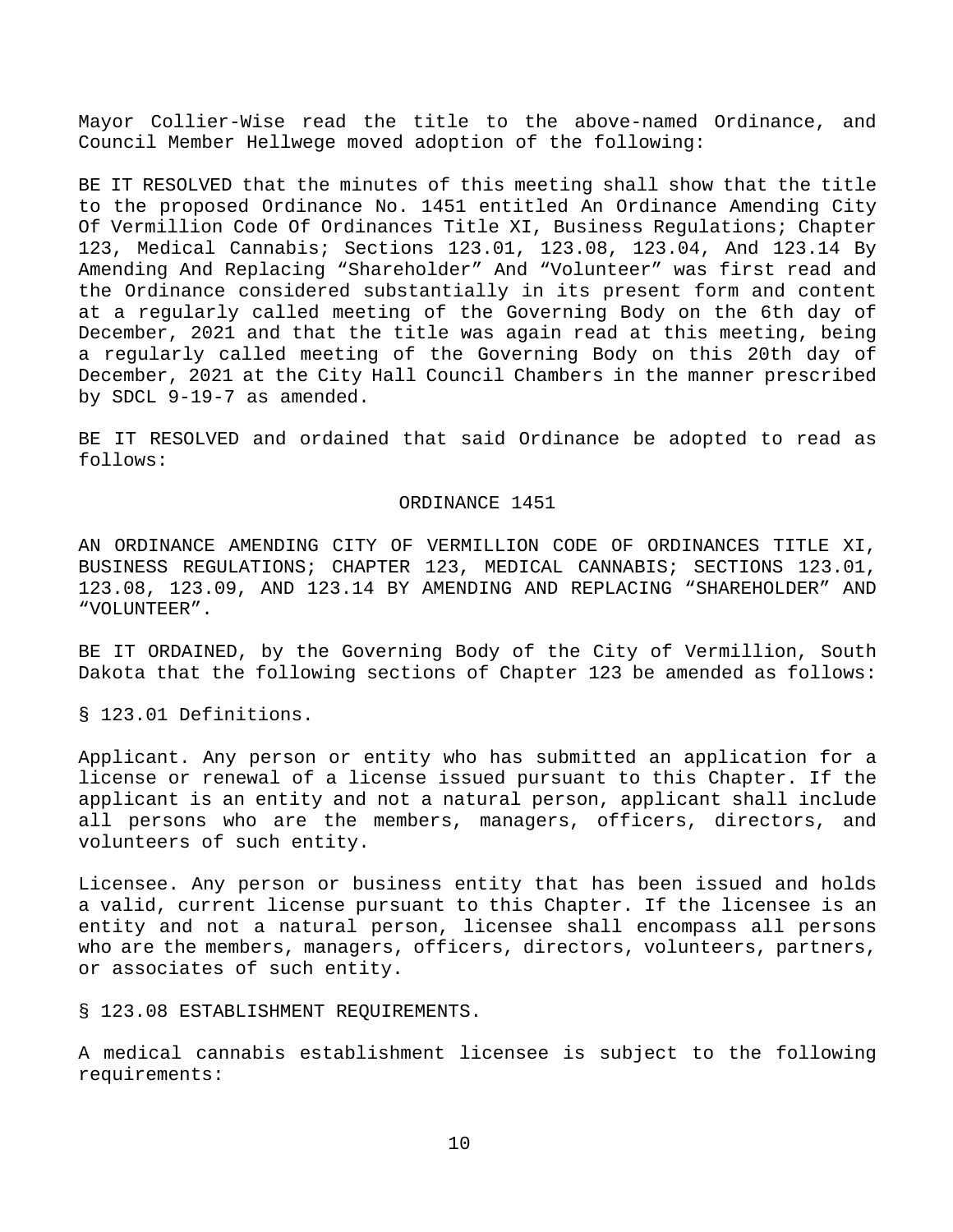Mayor Collier-Wise read the title to the above-named Ordinance, and Council Member Hellwege moved adoption of the following:

BE IT RESOLVED that the minutes of this meeting shall show that the title to the proposed Ordinance No. 1451 entitled An Ordinance Amending City Of Vermillion Code Of Ordinances Title XI, Business Regulations; Chapter 123, Medical Cannabis; Sections 123.01, 123.08, 123.04, And 123.14 By Amending And Replacing "Shareholder" And "Volunteer" was first read and the Ordinance considered substantially in its present form and content at a regularly called meeting of the Governing Body on the 6th day of December, 2021 and that the title was again read at this meeting, being a regularly called meeting of the Governing Body on this 20th day of December, 2021 at the City Hall Council Chambers in the manner prescribed by SDCL 9-19-7 as amended.

BE IT RESOLVED and ordained that said Ordinance be adopted to read as follows:

## ORDINANCE 1451

AN ORDINANCE AMENDING CITY OF VERMILLION CODE OF ORDINANCES TITLE XI, BUSINESS REGULATIONS; CHAPTER 123, MEDICAL CANNABIS; SECTIONS 123.01, 123.08, 123.09, AND 123.14 BY AMENDING AND REPLACING "SHAREHOLDER" AND "VOLUNTEER".

BE IT ORDAINED, by the Governing Body of the City of Vermillion, South Dakota that the following sections of Chapter 123 be amended as follows:

§ 123.01 Definitions.

Applicant. Any person or entity who has submitted an application for a license or renewal of a license issued pursuant to this Chapter. If the applicant is an entity and not a natural person, applicant shall include all persons who are the members, managers, officers, directors, and volunteers of such entity.

Licensee. Any person or business entity that has been issued and holds a valid, current license pursuant to this Chapter. If the licensee is an entity and not a natural person, licensee shall encompass all persons who are the members, managers, officers, directors, volunteers, partners, or associates of such entity.

§ 123.08 ESTABLISHMENT REQUIREMENTS.

A medical cannabis establishment licensee is subject to the following requirements: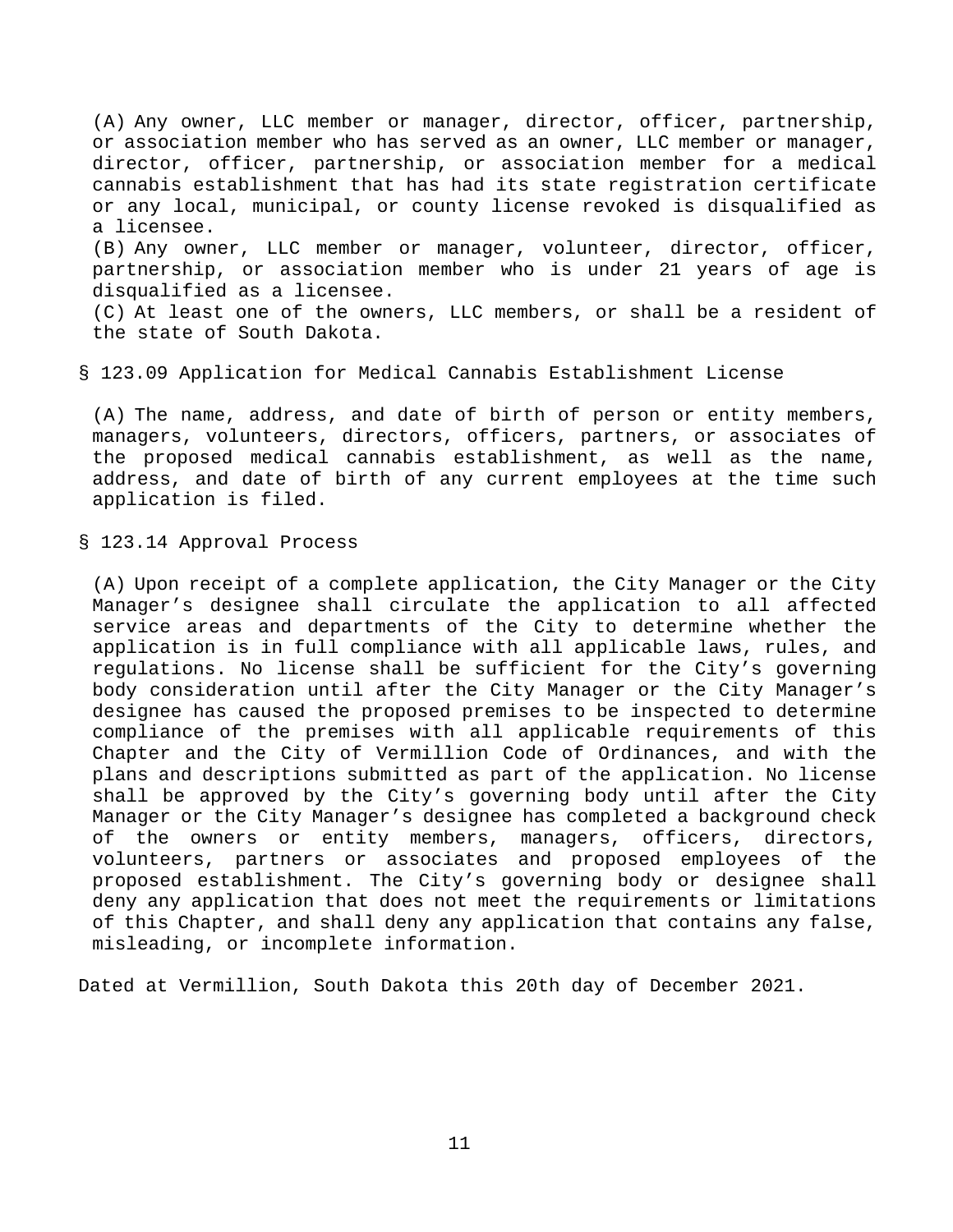(A) Any owner, LLC member or manager, director, officer, partnership, or association member who has served as an owner, LLC member or manager, director, officer, partnership, or association member for a medical cannabis establishment that has had its state registration certificate or any local, municipal, or county license revoked is disqualified as a licensee.

(B) Any owner, LLC member or manager, volunteer, director, officer, partnership, or association member who is under 21 years of age is disqualified as a licensee.

(C) At least one of the owners, LLC members, or shall be a resident of the state of South Dakota.

§ 123.09 Application for Medical Cannabis Establishment License

(A) The name, address, and date of birth of person or entity members, managers, volunteers, directors, officers, partners, or associates of the proposed medical cannabis establishment, as well as the name, address, and date of birth of any current employees at the time such application is filed.

§ 123.14 Approval Process

(A) Upon receipt of a complete application, the City Manager or the City Manager's designee shall circulate the application to all affected service areas and departments of the City to determine whether the application is in full compliance with all applicable laws, rules, and regulations. No license shall be sufficient for the City's governing body consideration until after the City Manager or the City Manager's designee has caused the proposed premises to be inspected to determine compliance of the premises with all applicable requirements of this Chapter and the City of Vermillion Code of Ordinances, and with the plans and descriptions submitted as part of the application. No license shall be approved by the City's governing body until after the City Manager or the City Manager's designee has completed a background check of the owners or entity members, managers, officers, directors, volunteers, partners or associates and proposed employees of the proposed establishment. The City's governing body or designee shall deny any application that does not meet the requirements or limitations of this Chapter, and shall deny any application that contains any false, misleading, or incomplete information.

Dated at Vermillion, South Dakota this 20th day of December 2021.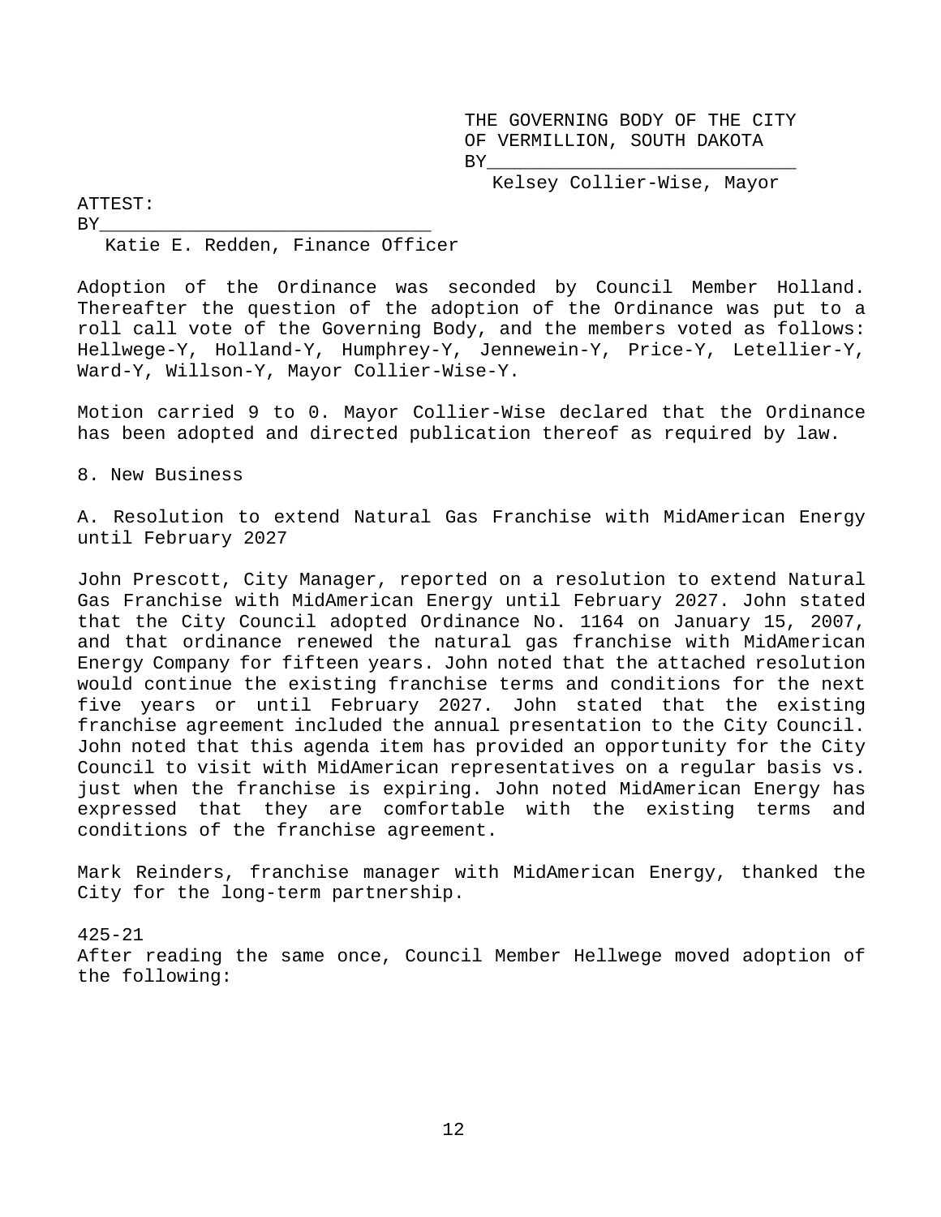THE GOVERNING BODY OF THE CITY
OF VERMILLION, SOUTH DAKOTA
BY____________________________
Kelsey Collier-Wise, Mayor

ATTEST:
BY______________________________
Katie E. Redden, Finance Officer

Adoption of the Ordinance was seconded by Council Member Holland. Thereafter the question of the adoption of the Ordinance was put to a roll call vote of the Governing Body, and the members voted as follows: Hellwege-Y, Holland-Y, Humphrey-Y, Jennewein-Y, Price-Y, Letellier-Y, Ward-Y, Willson-Y, Mayor Collier-Wise-Y.

Motion carried 9 to 0. Mayor Collier-Wise declared that the Ordinance has been adopted and directed publication thereof as required by law.

8. New Business

A. Resolution to extend Natural Gas Franchise with MidAmerican Energy until February 2027

John Prescott, City Manager, reported on a resolution to extend Natural Gas Franchise with MidAmerican Energy until February 2027. John stated that the City Council adopted Ordinance No. 1164 on January 15, 2007, and that ordinance renewed the natural gas franchise with MidAmerican Energy Company for fifteen years. John noted that the attached resolution would continue the existing franchise terms and conditions for the next five years or until February 2027. John stated that the existing franchise agreement included the annual presentation to the City Council. John noted that this agenda item has provided an opportunity for the City Council to visit with MidAmerican representatives on a regular basis vs. just when the franchise is expiring. John noted MidAmerican Energy has expressed that they are comfortable with the existing terms and conditions of the franchise agreement.

Mark Reinders, franchise manager with MidAmerican Energy, thanked the City for the long-term partnership.

425-21
After reading the same once, Council Member Hellwege moved adoption of the following: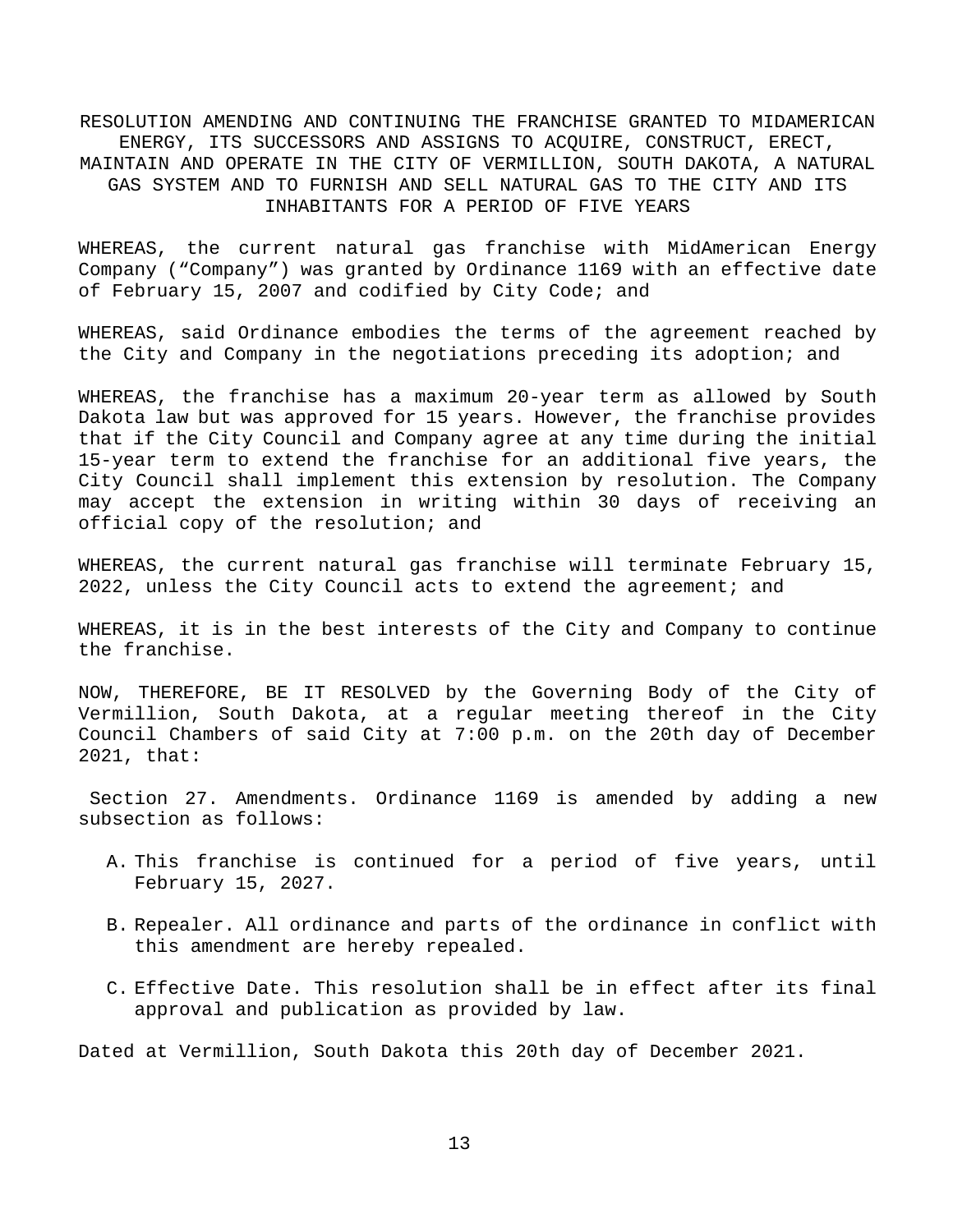# RESOLUTION AMENDING AND CONTINUING THE FRANCHISE GRANTED TO MIDAMERICAN ENERGY, ITS SUCCESSORS AND ASSIGNS TO ACQUIRE, CONSTRUCT, ERECT, MAINTAIN AND OPERATE IN THE CITY OF VERMILLION, SOUTH DAKOTA, A NATURAL GAS SYSTEM AND TO FURNISH AND SELL NATURAL GAS TO THE CITY AND ITS INHABITANTS FOR A PERIOD OF FIVE YEARS

WHEREAS, the current natural gas franchise with MidAmerican Energy Company ("Company") was granted by Ordinance 1169 with an effective date of February 15, 2007 and codified by City Code; and

WHEREAS, said Ordinance embodies the terms of the agreement reached by the City and Company in the negotiations preceding its adoption; and

WHEREAS, the franchise has a maximum 20-year term as allowed by South Dakota law but was approved for 15 years. However, the franchise provides that if the City Council and Company agree at any time during the initial 15-year term to extend the franchise for an additional five years, the City Council shall implement this extension by resolution. The Company may accept the extension in writing within 30 days of receiving an official copy of the resolution; and

WHEREAS, the current natural gas franchise will terminate February 15, 2022, unless the City Council acts to extend the agreement; and

WHEREAS, it is in the best interests of the City and Company to continue the franchise.

NOW, THEREFORE, BE IT RESOLVED by the Governing Body of the City of Vermillion, South Dakota, at a regular meeting thereof in the City Council Chambers of said City at 7:00 p.m. on the 20th day of December 2021, that:

Section 27. Amendments. Ordinance 1169 is amended by adding a new subsection as follows:

A. This franchise is continued for a period of five years, until February 15, 2027.

B. Repealer. All ordinance and parts of the ordinance in conflict with this amendment are hereby repealed.

C. Effective Date. This resolution shall be in effect after its final approval and publication as provided by law.

Dated at Vermillion, South Dakota this 20th day of December 2021.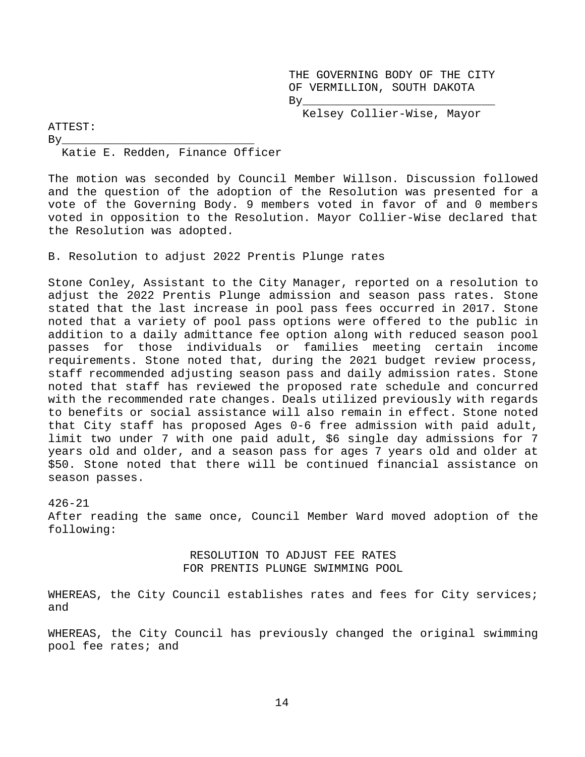THE GOVERNING BODY OF THE CITY
OF VERMILLION, SOUTH DAKOTA
By___________________________
Kelsey Collier-Wise, Mayor

ATTEST:
By___________________________
Katie E. Redden, Finance Officer

The motion was seconded by Council Member Willson. Discussion followed and the question of the adoption of the Resolution was presented for a vote of the Governing Body. 9 members voted in favor of and 0 members voted in opposition to the Resolution. Mayor Collier-Wise declared that the Resolution was adopted.

B. Resolution to adjust 2022 Prentis Plunge rates

Stone Conley, Assistant to the City Manager, reported on a resolution to adjust the 2022 Prentis Plunge admission and season pass rates. Stone stated that the last increase in pool pass fees occurred in 2017. Stone noted that a variety of pool pass options were offered to the public in addition to a daily admittance fee option along with reduced season pool passes for those individuals or families meeting certain income requirements. Stone noted that, during the 2021 budget review process, staff recommended adjusting season pass and daily admission rates. Stone noted that staff has reviewed the proposed rate schedule and concurred with the recommended rate changes. Deals utilized previously with regards to benefits or social assistance will also remain in effect. Stone noted that City staff has proposed Ages 0-6 free admission with paid adult, limit two under 7 with one paid adult, $6 single day admissions for 7 years old and older, and a season pass for ages 7 years old and older at $50. Stone noted that there will be continued financial assistance on season passes.

426-21
After reading the same once, Council Member Ward moved adoption of the following:

RESOLUTION TO ADJUST FEE RATES
FOR PRENTIS PLUNGE SWIMMING POOL

WHEREAS, the City Council establishes rates and fees for City services; and

WHEREAS, the City Council has previously changed the original swimming pool fee rates; and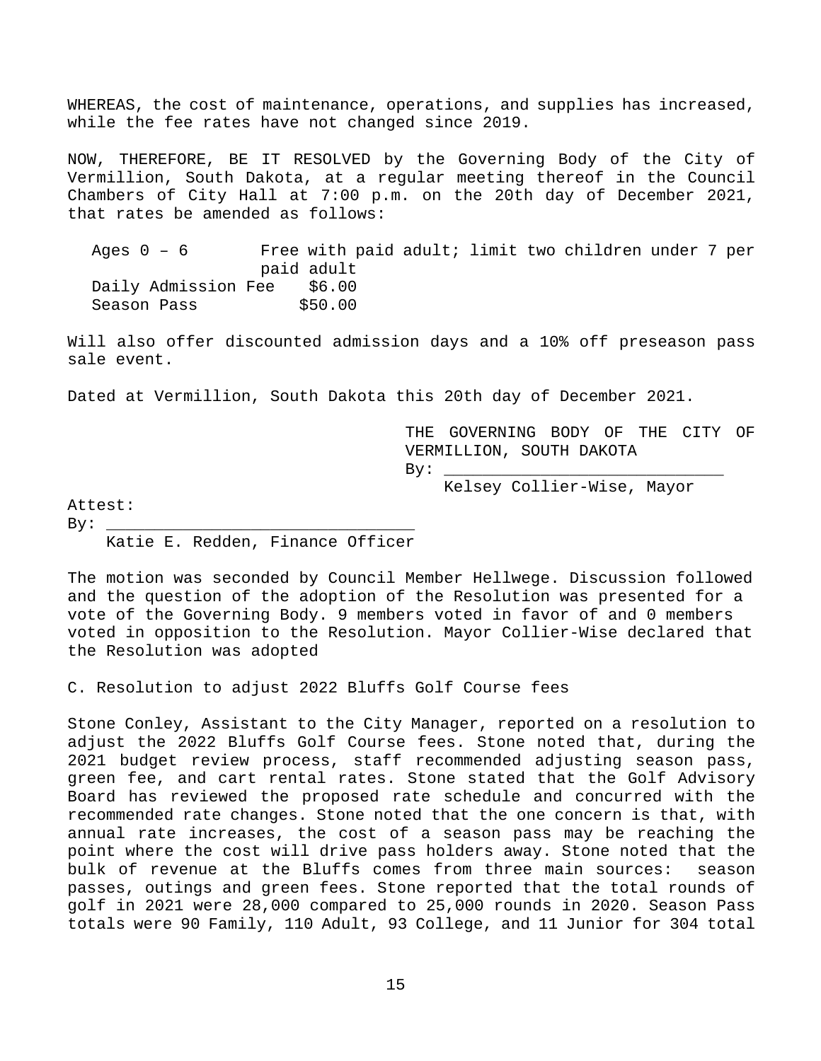WHEREAS, the cost of maintenance, operations, and supplies has increased, while the fee rates have not changed since 2019.

NOW, THEREFORE, BE IT RESOLVED by the Governing Body of the City of Vermillion, South Dakota, at a regular meeting thereof in the Council Chambers of City Hall at 7:00 p.m. on the 20th day of December 2021, that rates be amended as follows:

| | |
|---|---|
| Ages 0 – 6 | Free with paid adult; limit two children under 7 per paid adult |
| Daily Admission Fee | $6.00 |
| Season Pass | $50.00 |

Will also offer discounted admission days and a 10% off preseason pass sale event.

Dated at Vermillion, South Dakota this 20th day of December 2021.

THE GOVERNING BODY OF THE CITY OF VERMILLION, SOUTH DAKOTA
By: ______________________________
Kelsey Collier-Wise, Mayor

Attest:
By: ________________________________
Katie E. Redden, Finance Officer

The motion was seconded by Council Member Hellwege. Discussion followed and the question of the adoption of the Resolution was presented for a vote of the Governing Body. 9 members voted in favor of and 0 members voted in opposition to the Resolution. Mayor Collier-Wise declared that the Resolution was adopted

C. Resolution to adjust 2022 Bluffs Golf Course fees

Stone Conley, Assistant to the City Manager, reported on a resolution to adjust the 2022 Bluffs Golf Course fees. Stone noted that, during the 2021 budget review process, staff recommended adjusting season pass, green fee, and cart rental rates. Stone stated that the Golf Advisory Board has reviewed the proposed rate schedule and concurred with the recommended rate changes. Stone noted that the one concern is that, with annual rate increases, the cost of a season pass may be reaching the point where the cost will drive pass holders away. Stone noted that the bulk of revenue at the Bluffs comes from three main sources: season passes, outings and green fees. Stone reported that the total rounds of golf in 2021 were 28,000 compared to 25,000 rounds in 2020. Season Pass totals were 90 Family, 110 Adult, 93 College, and 11 Junior for 304 total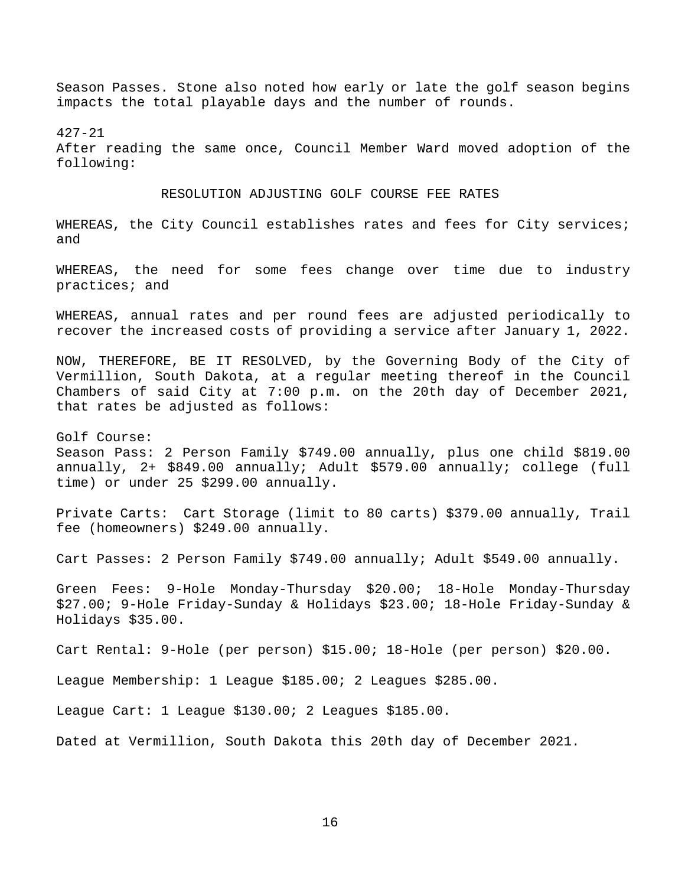Season Passes. Stone also noted how early or late the golf season begins impacts the total playable days and the number of rounds.

427-21
After reading the same once, Council Member Ward moved adoption of the following:

RESOLUTION ADJUSTING GOLF COURSE FEE RATES

WHEREAS, the City Council establishes rates and fees for City services; and

WHEREAS, the need for some fees change over time due to industry practices; and

WHEREAS, annual rates and per round fees are adjusted periodically to recover the increased costs of providing a service after January 1, 2022.

NOW, THEREFORE, BE IT RESOLVED, by the Governing Body of the City of Vermillion, South Dakota, at a regular meeting thereof in the Council Chambers of said City at 7:00 p.m. on the 20th day of December 2021, that rates be adjusted as follows:

Golf Course:
Season Pass: 2 Person Family $749.00 annually, plus one child $819.00 annually, 2+ $849.00 annually; Adult $579.00 annually; college (full time) or under 25 $299.00 annually.

Private Carts: Cart Storage (limit to 80 carts) $379.00 annually, Trail fee (homeowners) $249.00 annually.

Cart Passes: 2 Person Family $749.00 annually; Adult $549.00 annually.

Green Fees: 9-Hole Monday-Thursday $20.00; 18-Hole Monday-Thursday $27.00; 9-Hole Friday-Sunday & Holidays $23.00; 18-Hole Friday-Sunday & Holidays $35.00.

Cart Rental: 9-Hole (per person) $15.00; 18-Hole (per person) $20.00.

League Membership: 1 League $185.00; 2 Leagues $285.00.

League Cart: 1 League $130.00; 2 Leagues $185.00.

Dated at Vermillion, South Dakota this 20th day of December 2021.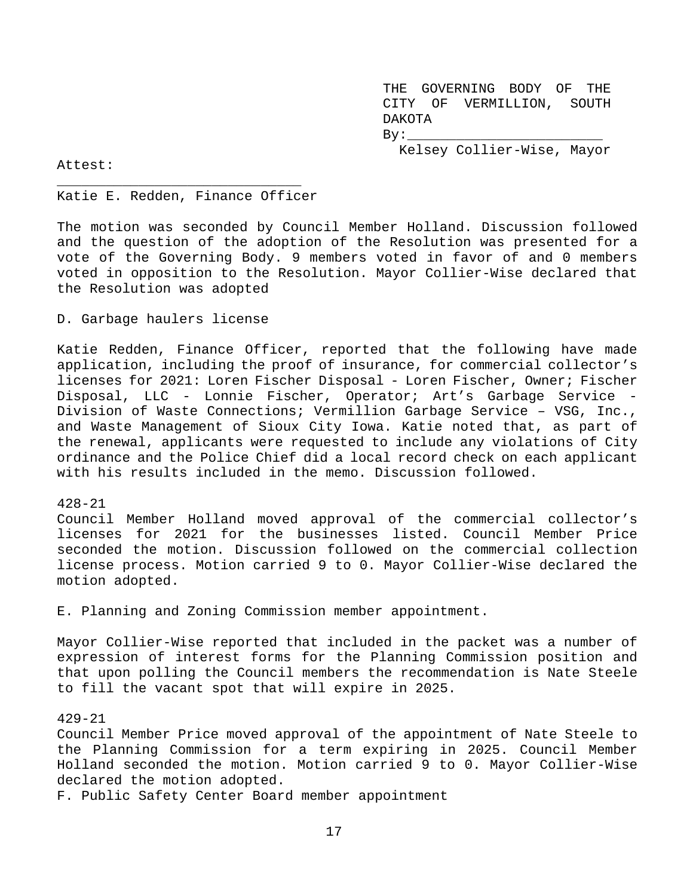THE GOVERNING BODY OF THE CITY OF VERMILLION, SOUTH DAKOTA

By:_______________________

Kelsey Collier-Wise, Mayor

Attest:

______________________________

Katie E. Redden, Finance Officer

The motion was seconded by Council Member Holland. Discussion followed and the question of the adoption of the Resolution was presented for a vote of the Governing Body. 9 members voted in favor of and 0 members voted in opposition to the Resolution. Mayor Collier-Wise declared that the Resolution was adopted

D. Garbage haulers license

Katie Redden, Finance Officer, reported that the following have made application, including the proof of insurance, for commercial collector's licenses for 2021: Loren Fischer Disposal - Loren Fischer, Owner; Fischer Disposal, LLC - Lonnie Fischer, Operator; Art's Garbage Service - Division of Waste Connections; Vermillion Garbage Service – VSG, Inc., and Waste Management of Sioux City Iowa. Katie noted that, as part of the renewal, applicants were requested to include any violations of City ordinance and the Police Chief did a local record check on each applicant with his results included in the memo. Discussion followed.

428-21

Council Member Holland moved approval of the commercial collector's licenses for 2021 for the businesses listed. Council Member Price seconded the motion. Discussion followed on the commercial collection license process. Motion carried 9 to 0. Mayor Collier-Wise declared the motion adopted.

E. Planning and Zoning Commission member appointment.

Mayor Collier-Wise reported that included in the packet was a number of expression of interest forms for the Planning Commission position and that upon polling the Council members the recommendation is Nate Steele to fill the vacant spot that will expire in 2025.

429-21

Council Member Price moved approval of the appointment of Nate Steele to the Planning Commission for a term expiring in 2025. Council Member Holland seconded the motion. Motion carried 9 to 0. Mayor Collier-Wise declared the motion adopted.

F. Public Safety Center Board member appointment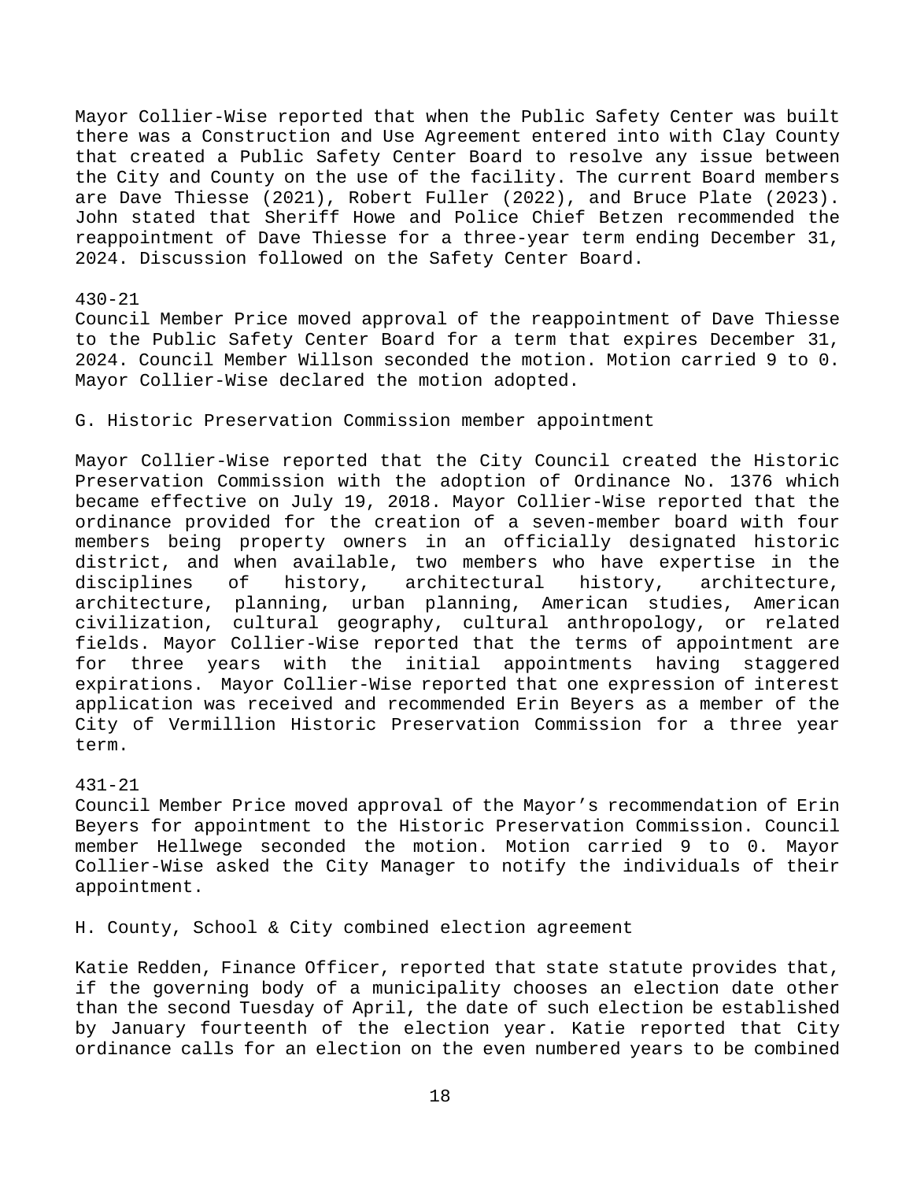Mayor Collier-Wise reported that when the Public Safety Center was built there was a Construction and Use Agreement entered into with Clay County that created a Public Safety Center Board to resolve any issue between the City and County on the use of the facility. The current Board members are Dave Thiesse (2021), Robert Fuller (2022), and Bruce Plate (2023). John stated that Sheriff Howe and Police Chief Betzen recommended the reappointment of Dave Thiesse for a three-year term ending December 31, 2024. Discussion followed on the Safety Center Board.

430-21
Council Member Price moved approval of the reappointment of Dave Thiesse to the Public Safety Center Board for a term that expires December 31, 2024. Council Member Willson seconded the motion. Motion carried 9 to 0. Mayor Collier-Wise declared the motion adopted.

G. Historic Preservation Commission member appointment

Mayor Collier-Wise reported that the City Council created the Historic Preservation Commission with the adoption of Ordinance No. 1376 which became effective on July 19, 2018. Mayor Collier-Wise reported that the ordinance provided for the creation of a seven-member board with four members being property owners in an officially designated historic district, and when available, two members who have expertise in the disciplines of history, architectural history, architecture, architecture, planning, urban planning, American studies, American civilization, cultural geography, cultural anthropology, or related fields. Mayor Collier-Wise reported that the terms of appointment are for three years with the initial appointments having staggered expirations. Mayor Collier-Wise reported that one expression of interest application was received and recommended Erin Beyers as a member of the City of Vermillion Historic Preservation Commission for a three year term.

431-21
Council Member Price moved approval of the Mayor's recommendation of Erin Beyers for appointment to the Historic Preservation Commission. Council member Hellwege seconded the motion. Motion carried 9 to 0. Mayor Collier-Wise asked the City Manager to notify the individuals of their appointment.

H. County, School & City combined election agreement

Katie Redden, Finance Officer, reported that state statute provides that, if the governing body of a municipality chooses an election date other than the second Tuesday of April, the date of such election be established by January fourteenth of the election year. Katie reported that City ordinance calls for an election on the even numbered years to be combined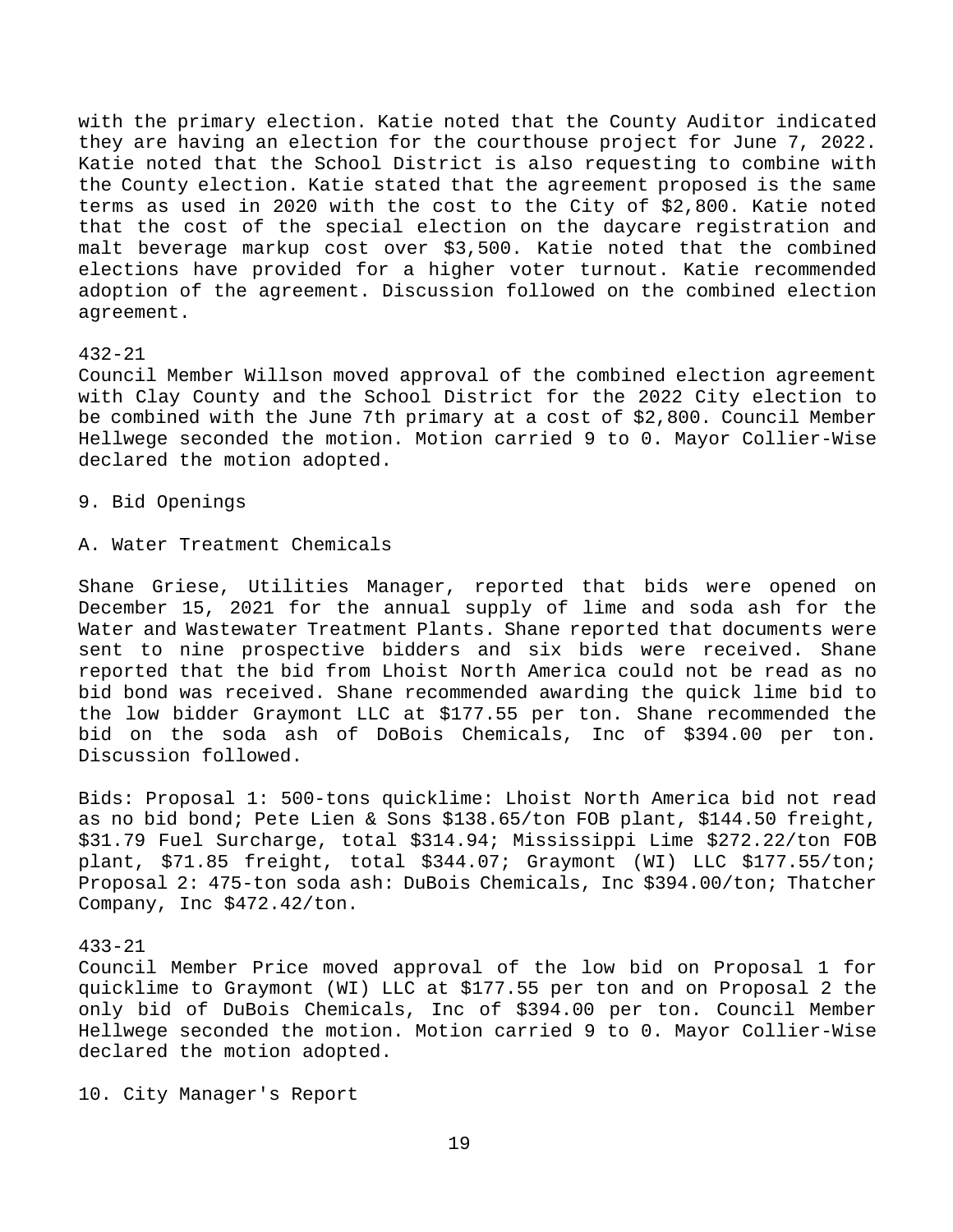with the primary election. Katie noted that the County Auditor indicated they are having an election for the courthouse project for June 7, 2022. Katie noted that the School District is also requesting to combine with the County election. Katie stated that the agreement proposed is the same terms as used in 2020 with the cost to the City of $2,800. Katie noted that the cost of the special election on the daycare registration and malt beverage markup cost over $3,500. Katie noted that the combined elections have provided for a higher voter turnout. Katie recommended adoption of the agreement. Discussion followed on the combined election agreement.

432-21
Council Member Willson moved approval of the combined election agreement with Clay County and the School District for the 2022 City election to be combined with the June 7th primary at a cost of $2,800. Council Member Hellwege seconded the motion. Motion carried 9 to 0. Mayor Collier-Wise declared the motion adopted.

9. Bid Openings

A. Water Treatment Chemicals

Shane Griese, Utilities Manager, reported that bids were opened on December 15, 2021 for the annual supply of lime and soda ash for the Water and Wastewater Treatment Plants. Shane reported that documents were sent to nine prospective bidders and six bids were received. Shane reported that the bid from Lhoist North America could not be read as no bid bond was received. Shane recommended awarding the quick lime bid to the low bidder Graymont LLC at $177.55 per ton. Shane recommended the bid on the soda ash of DoBois Chemicals, Inc of $394.00 per ton. Discussion followed.

Bids: Proposal 1: 500-tons quicklime: Lhoist North America bid not read as no bid bond; Pete Lien & Sons $138.65/ton FOB plant, $144.50 freight, $31.79 Fuel Surcharge, total $314.94; Mississippi Lime $272.22/ton FOB plant, $71.85 freight, total $344.07; Graymont (WI) LLC $177.55/ton; Proposal 2: 475-ton soda ash: DuBois Chemicals, Inc $394.00/ton; Thatcher Company, Inc $472.42/ton.

433-21
Council Member Price moved approval of the low bid on Proposal 1 for quicklime to Graymont (WI) LLC at $177.55 per ton and on Proposal 2 the only bid of DuBois Chemicals, Inc of $394.00 per ton. Council Member Hellwege seconded the motion. Motion carried 9 to 0. Mayor Collier-Wise declared the motion adopted.

10. City Manager's Report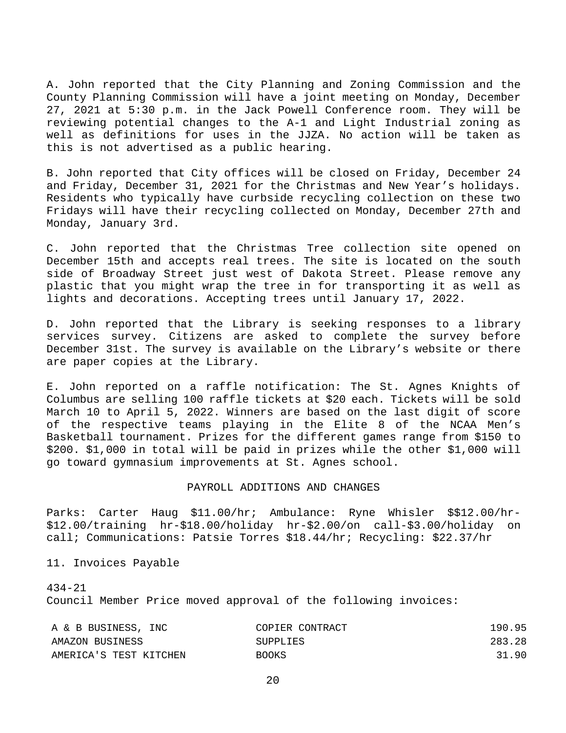A. John reported that the City Planning and Zoning Commission and the County Planning Commission will have a joint meeting on Monday, December 27, 2021 at 5:30 p.m. in the Jack Powell Conference room. They will be reviewing potential changes to the A-1 and Light Industrial zoning as well as definitions for uses in the JJZA. No action will be taken as this is not advertised as a public hearing.

B. John reported that City offices will be closed on Friday, December 24 and Friday, December 31, 2021 for the Christmas and New Year's holidays. Residents who typically have curbside recycling collection on these two Fridays will have their recycling collected on Monday, December 27th and Monday, January 3rd.

C. John reported that the Christmas Tree collection site opened on December 15th and accepts real trees. The site is located on the south side of Broadway Street just west of Dakota Street. Please remove any plastic that you might wrap the tree in for transporting it as well as lights and decorations. Accepting trees until January 17, 2022.

D. John reported that the Library is seeking responses to a library services survey. Citizens are asked to complete the survey before December 31st. The survey is available on the Library's website or there are paper copies at the Library.

E. John reported on a raffle notification: The St. Agnes Knights of Columbus are selling 100 raffle tickets at $20 each. Tickets will be sold March 10 to April 5, 2022. Winners are based on the last digit of score of the respective teams playing in the Elite 8 of the NCAA Men's Basketball tournament. Prizes for the different games range from $150 to $200. $1,000 in total will be paid in prizes while the other $1,000 will go toward gymnasium improvements at St. Agnes school.

PAYROLL ADDITIONS AND CHANGES

Parks: Carter Haug $11.00/hr; Ambulance: Ryne Whisler $$12.00/hr-$12.00/training hr-$18.00/holiday hr-$2.00/on call-$3.00/holiday on call; Communications: Patsie Torres $18.44/hr; Recycling: $22.37/hr

11. Invoices Payable

434-21
Council Member Price moved approval of the following invoices:

| | | |
|---|---|---|
| A & B BUSINESS, INC | COPIER CONTRACT | 190.95 |
| AMAZON BUSINESS | SUPPLIES | 283.28 |
| AMERICA'S TEST KITCHEN | BOOKS | 31.90 |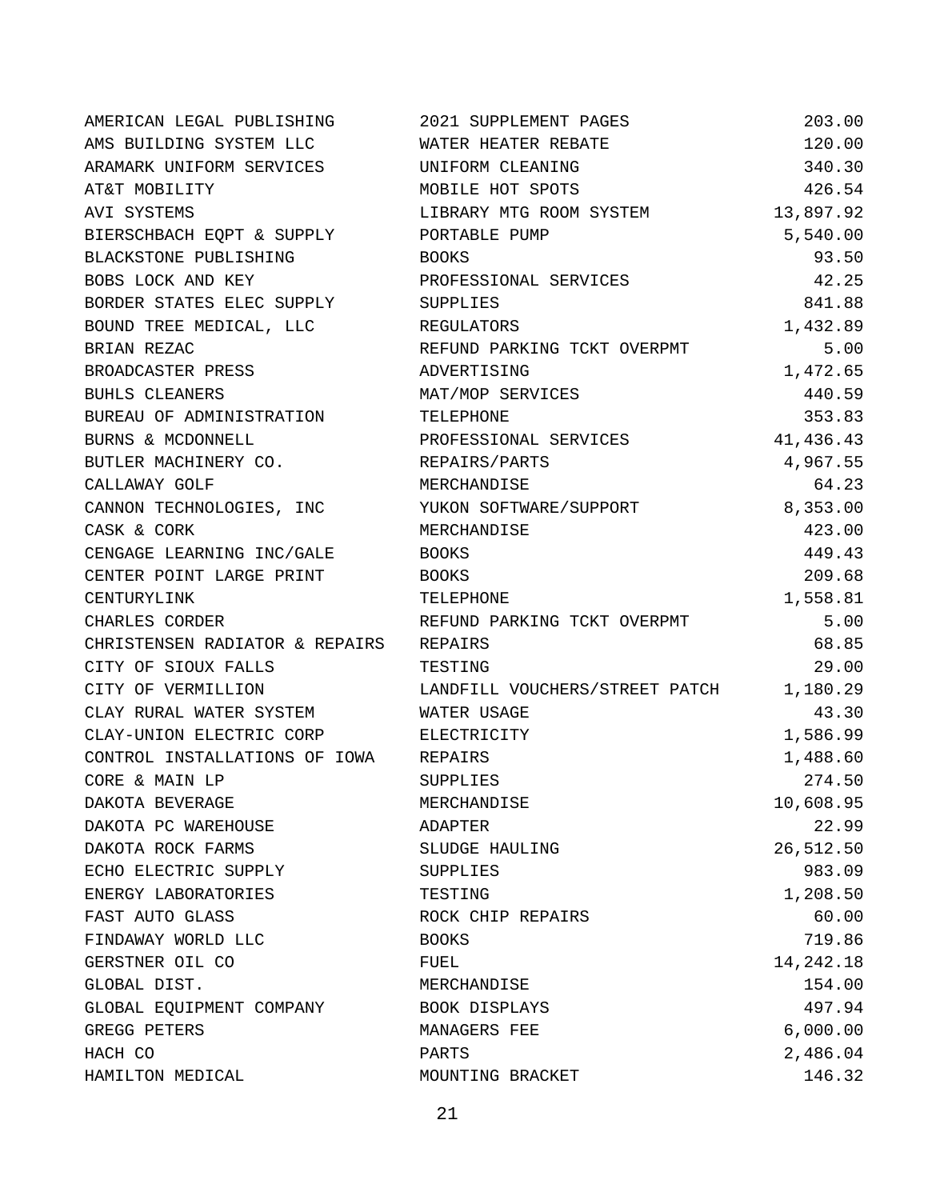| | | |
|---|---|---:|
| AMERICAN LEGAL PUBLISHING | 2021 SUPPLEMENT PAGES | 203.00 |
| AMS BUILDING SYSTEM LLC | WATER HEATER REBATE | 120.00 |
| ARAMARK UNIFORM SERVICES | UNIFORM CLEANING | 340.30 |
| AT&T MOBILITY | MOBILE HOT SPOTS | 426.54 |
| AVI SYSTEMS | LIBRARY MTG ROOM SYSTEM | 13,897.92 |
| BIERSCHBACH EQPT & SUPPLY | PORTABLE PUMP | 5,540.00 |
| BLACKSTONE PUBLISHING | BOOKS | 93.50 |
| BOBS LOCK AND KEY | PROFESSIONAL SERVICES | 42.25 |
| BORDER STATES ELEC SUPPLY | SUPPLIES | 841.88 |
| BOUND TREE MEDICAL, LLC | REGULATORS | 1,432.89 |
| BRIAN REZAC | REFUND PARKING TCKT OVERPMT | 5.00 |
| BROADCASTER PRESS | ADVERTISING | 1,472.65 |
| BUHLS CLEANERS | MAT/MOP SERVICES | 440.59 |
| BUREAU OF ADMINISTRATION | TELEPHONE | 353.83 |
| BURNS & MCDONNELL | PROFESSIONAL SERVICES | 41,436.43 |
| BUTLER MACHINERY CO. | REPAIRS/PARTS | 4,967.55 |
| CALLAWAY GOLF | MERCHANDISE | 64.23 |
| CANNON TECHNOLOGIES, INC | YUKON SOFTWARE/SUPPORT | 8,353.00 |
| CASK & CORK | MERCHANDISE | 423.00 |
| CENGAGE LEARNING INC/GALE | BOOKS | 449.43 |
| CENTER POINT LARGE PRINT | BOOKS | 209.68 |
| CENTURYLINK | TELEPHONE | 1,558.81 |
| CHARLES CORDER | REFUND PARKING TCKT OVERPMT | 5.00 |
| CHRISTENSEN RADIATOR & REPAIRS | REPAIRS | 68.85 |
| CITY OF SIOUX FALLS | TESTING | 29.00 |
| CITY OF VERMILLION | LANDFILL VOUCHERS/STREET PATCH | 1,180.29 |
| CLAY RURAL WATER SYSTEM | WATER USAGE | 43.30 |
| CLAY-UNION ELECTRIC CORP | ELECTRICITY | 1,586.99 |
| CONTROL INSTALLATIONS OF IOWA | REPAIRS | 1,488.60 |
| CORE & MAIN LP | SUPPLIES | 274.50 |
| DAKOTA BEVERAGE | MERCHANDISE | 10,608.95 |
| DAKOTA PC WAREHOUSE | ADAPTER | 22.99 |
| DAKOTA ROCK FARMS | SLUDGE HAULING | 26,512.50 |
| ECHO ELECTRIC SUPPLY | SUPPLIES | 983.09 |
| ENERGY LABORATORIES | TESTING | 1,208.50 |
| FAST AUTO GLASS | ROCK CHIP REPAIRS | 60.00 |
| FINDAWAY WORLD LLC | BOOKS | 719.86 |
| GERSTNER OIL CO | FUEL | 14,242.18 |
| GLOBAL DIST. | MERCHANDISE | 154.00 |
| GLOBAL EQUIPMENT COMPANY | BOOK DISPLAYS | 497.94 |
| GREGG PETERS | MANAGERS FEE | 6,000.00 |
| HACH CO | PARTS | 2,486.04 |
| HAMILTON MEDICAL | MOUNTING BRACKET | 146.32 |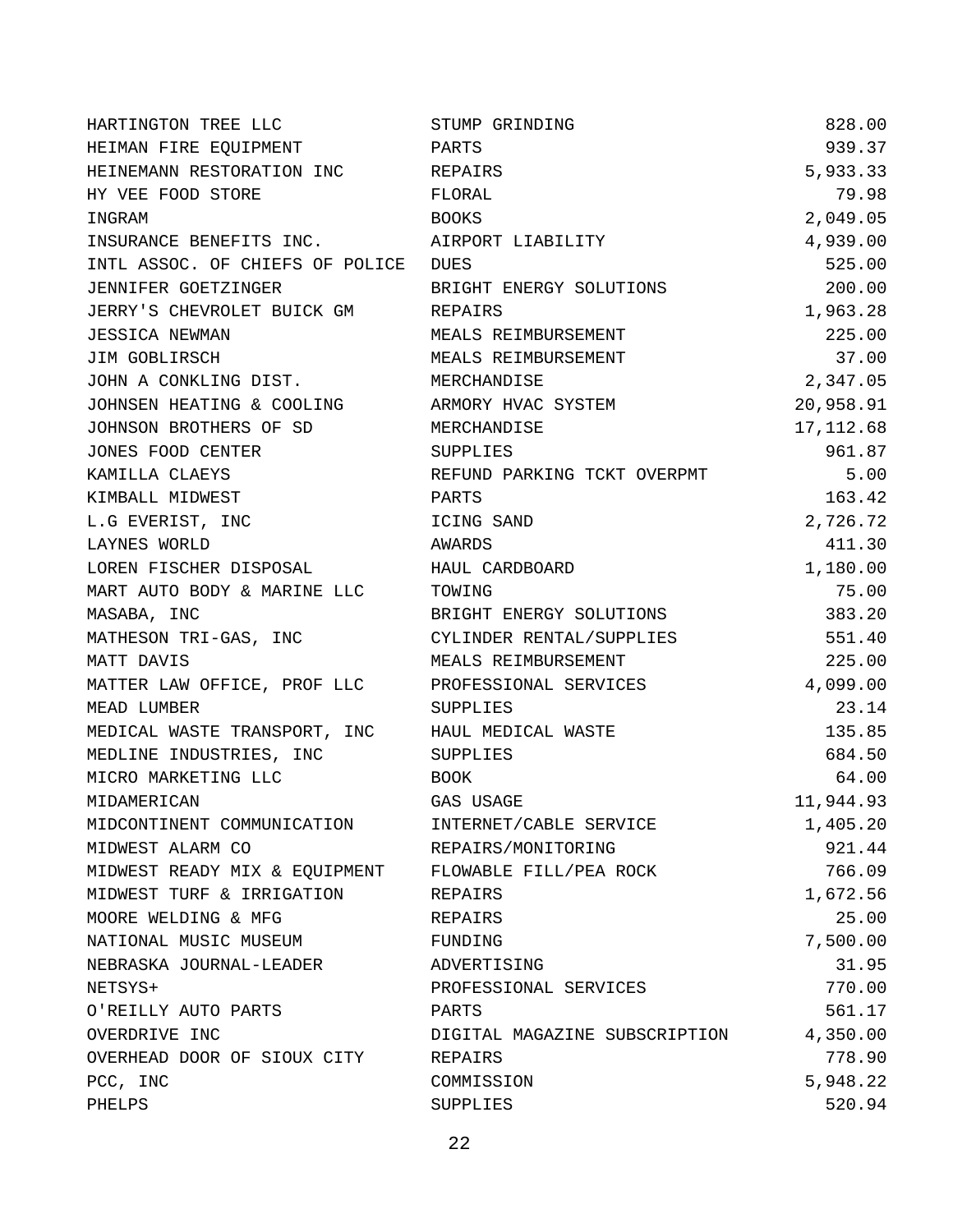| | | |
|---|---|---|
| HARTINGTON TREE LLC | STUMP GRINDING | 828.00 |
| HEIMAN FIRE EQUIPMENT | PARTS | 939.37 |
| HEINEMANN RESTORATION INC | REPAIRS | 5,933.33 |
| HY VEE FOOD STORE | FLORAL | 79.98 |
| INGRAM | BOOKS | 2,049.05 |
| INSURANCE BENEFITS INC. | AIRPORT LIABILITY | 4,939.00 |
| INTL ASSOC. OF CHIEFS OF POLICE | DUES | 525.00 |
| JENNIFER GOETZINGER | BRIGHT ENERGY SOLUTIONS | 200.00 |
| JERRY'S CHEVROLET BUICK GM | REPAIRS | 1,963.28 |
| JESSICA NEWMAN | MEALS REIMBURSEMENT | 225.00 |
| JIM GOBLIRSCH | MEALS REIMBURSEMENT | 37.00 |
| JOHN A CONKLING DIST. | MERCHANDISE | 2,347.05 |
| JOHNSEN HEATING & COOLING | ARMORY HVAC SYSTEM | 20,958.91 |
| JOHNSON BROTHERS OF SD | MERCHANDISE | 17,112.68 |
| JONES FOOD CENTER | SUPPLIES | 961.87 |
| KAMILLA CLAEYS | REFUND PARKING TCKT OVERPMT | 5.00 |
| KIMBALL MIDWEST | PARTS | 163.42 |
| L.G EVERIST, INC | ICING SAND | 2,726.72 |
| LAYNES WORLD | AWARDS | 411.30 |
| LOREN FISCHER DISPOSAL | HAUL CARDBOARD | 1,180.00 |
| MART AUTO BODY & MARINE LLC | TOWING | 75.00 |
| MASABA, INC | BRIGHT ENERGY SOLUTIONS | 383.20 |
| MATHESON TRI-GAS, INC | CYLINDER RENTAL/SUPPLIES | 551.40 |
| MATT DAVIS | MEALS REIMBURSEMENT | 225.00 |
| MATTER LAW OFFICE, PROF LLC | PROFESSIONAL SERVICES | 4,099.00 |
| MEAD LUMBER | SUPPLIES | 23.14 |
| MEDICAL WASTE TRANSPORT, INC | HAUL MEDICAL WASTE | 135.85 |
| MEDLINE INDUSTRIES, INC | SUPPLIES | 684.50 |
| MICRO MARKETING LLC | BOOK | 64.00 |
| MIDAMERICAN | GAS USAGE | 11,944.93 |
| MIDCONTINENT COMMUNICATION | INTERNET/CABLE SERVICE | 1,405.20 |
| MIDWEST ALARM CO | REPAIRS/MONITORING | 921.44 |
| MIDWEST READY MIX & EQUIPMENT | FLOWABLE FILL/PEA ROCK | 766.09 |
| MIDWEST TURF & IRRIGATION | REPAIRS | 1,672.56 |
| MOORE WELDING & MFG | REPAIRS | 25.00 |
| NATIONAL MUSIC MUSEUM | FUNDING | 7,500.00 |
| NEBRASKA JOURNAL-LEADER | ADVERTISING | 31.95 |
| NETSYS+ | PROFESSIONAL SERVICES | 770.00 |
| O'REILLY AUTO PARTS | PARTS | 561.17 |
| OVERDRIVE INC | DIGITAL MAGAZINE SUBSCRIPTION | 4,350.00 |
| OVERHEAD DOOR OF SIOUX CITY | REPAIRS | 778.90 |
| PCC, INC | COMMISSION | 5,948.22 |
| PHELPS | SUPPLIES | 520.94 |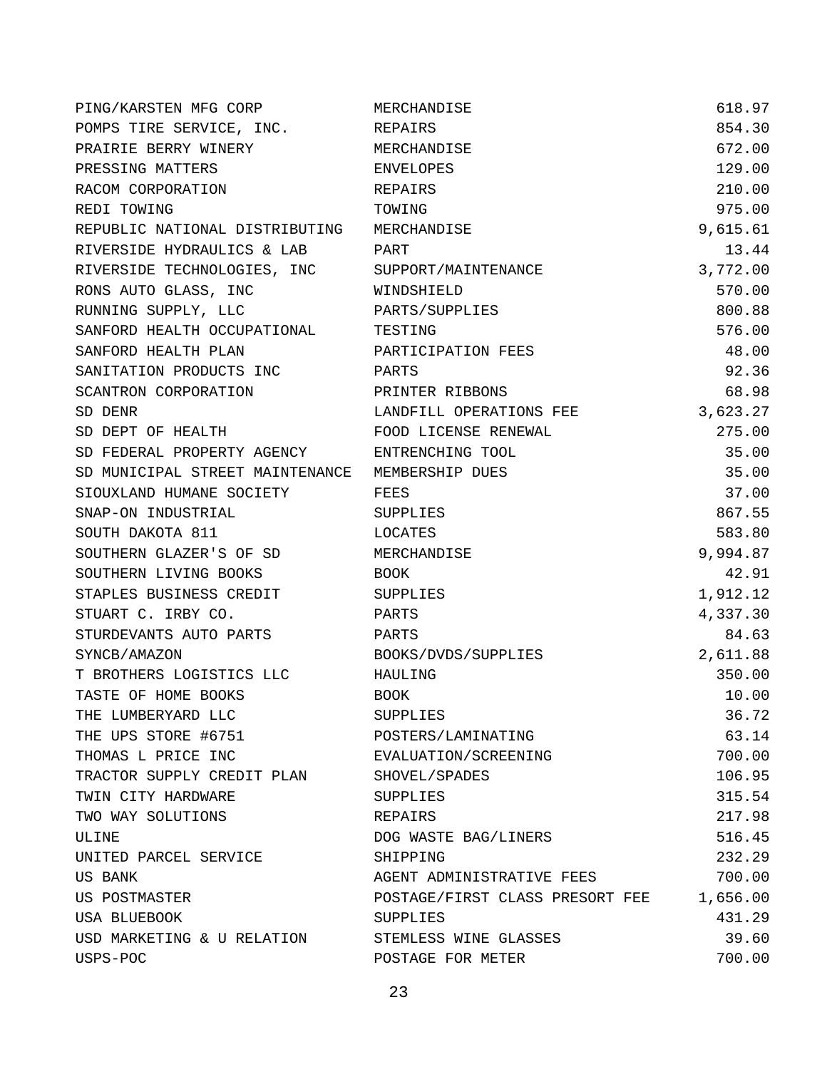| | | |
|---|---|---|
| PING/KARSTEN MFG CORP | MERCHANDISE | 618.97 |
| POMPS TIRE SERVICE, INC. | REPAIRS | 854.30 |
| PRAIRIE BERRY WINERY | MERCHANDISE | 672.00 |
| PRESSING MATTERS | ENVELOPES | 129.00 |
| RACOM CORPORATION | REPAIRS | 210.00 |
| REDI TOWING | TOWING | 975.00 |
| REPUBLIC NATIONAL DISTRIBUTING | MERCHANDISE | 9,615.61 |
| RIVERSIDE HYDRAULICS & LAB | PART | 13.44 |
| RIVERSIDE TECHNOLOGIES, INC | SUPPORT/MAINTENANCE | 3,772.00 |
| RONS AUTO GLASS, INC | WINDSHIELD | 570.00 |
| RUNNING SUPPLY, LLC | PARTS/SUPPLIES | 800.88 |
| SANFORD HEALTH OCCUPATIONAL | TESTING | 576.00 |
| SANFORD HEALTH PLAN | PARTICIPATION FEES | 48.00 |
| SANITATION PRODUCTS INC | PARTS | 92.36 |
| SCANTRON CORPORATION | PRINTER RIBBONS | 68.98 |
| SD DENR | LANDFILL OPERATIONS FEE | 3,623.27 |
| SD DEPT OF HEALTH | FOOD LICENSE RENEWAL | 275.00 |
| SD FEDERAL PROPERTY AGENCY | ENTRENCHING TOOL | 35.00 |
| SD MUNICIPAL STREET MAINTENANCE | MEMBERSHIP DUES | 35.00 |
| SIOUXLAND HUMANE SOCIETY | FEES | 37.00 |
| SNAP-ON INDUSTRIAL | SUPPLIES | 867.55 |
| SOUTH DAKOTA 811 | LOCATES | 583.80 |
| SOUTHERN GLAZER'S OF SD | MERCHANDISE | 9,994.87 |
| SOUTHERN LIVING BOOKS | BOOK | 42.91 |
| STAPLES BUSINESS CREDIT | SUPPLIES | 1,912.12 |
| STUART C. IRBY CO. | PARTS | 4,337.30 |
| STURDEVANTS AUTO PARTS | PARTS | 84.63 |
| SYNCB/AMAZON | BOOKS/DVDS/SUPPLIES | 2,611.88 |
| T BROTHERS LOGISTICS LLC | HAULING | 350.00 |
| TASTE OF HOME BOOKS | BOOK | 10.00 |
| THE LUMBERYARD LLC | SUPPLIES | 36.72 |
| THE UPS STORE #6751 | POSTERS/LAMINATING | 63.14 |
| THOMAS L PRICE INC | EVALUATION/SCREENING | 700.00 |
| TRACTOR SUPPLY CREDIT PLAN | SHOVEL/SPADES | 106.95 |
| TWIN CITY HARDWARE | SUPPLIES | 315.54 |
| TWO WAY SOLUTIONS | REPAIRS | 217.98 |
| ULINE | DOG WASTE BAG/LINERS | 516.45 |
| UNITED PARCEL SERVICE | SHIPPING | 232.29 |
| US BANK | AGENT ADMINISTRATIVE FEES | 700.00 |
| US POSTMASTER | POSTAGE/FIRST CLASS PRESORT FEE | 1,656.00 |
| USA BLUEBOOK | SUPPLIES | 431.29 |
| USD MARKETING & U RELATION | STEMLESS WINE GLASSES | 39.60 |
| USPS-POC | POSTAGE FOR METER | 700.00 |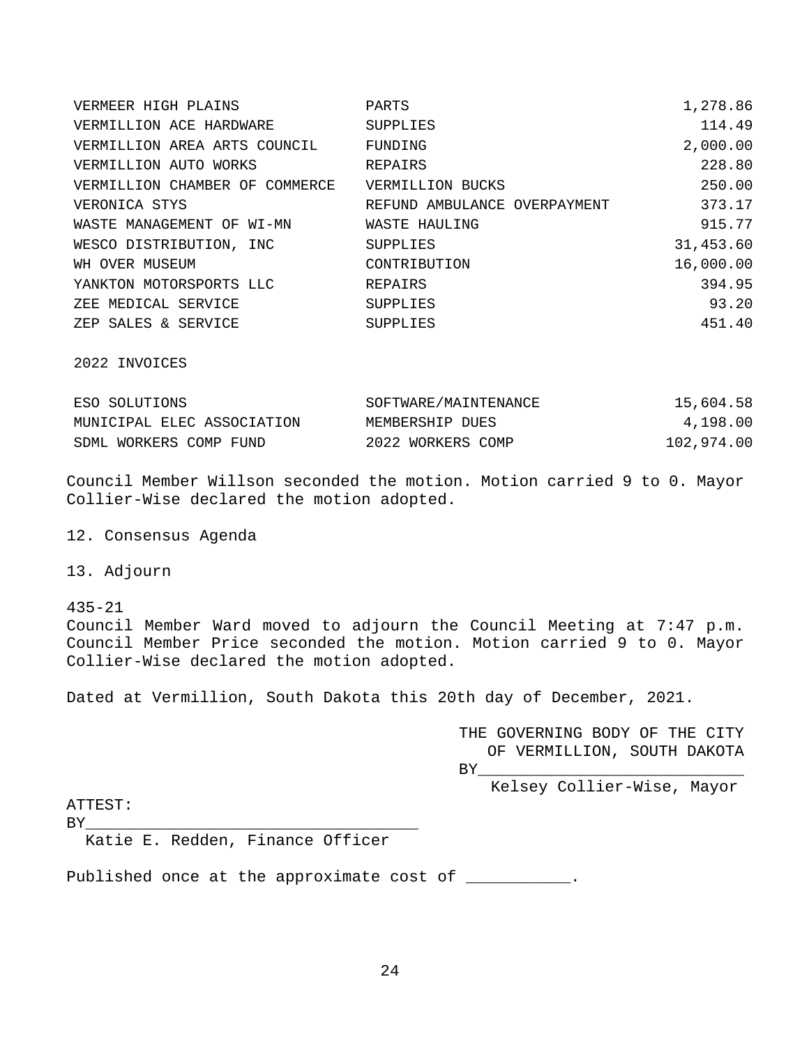| | | |
|---|---|---|
| VERMEER HIGH PLAINS | PARTS | 1,278.86 |
| VERMILLION ACE HARDWARE | SUPPLIES | 114.49 |
| VERMILLION AREA ARTS COUNCIL | FUNDING | 2,000.00 |
| VERMILLION AUTO WORKS | REPAIRS | 228.80 |
| VERMILLION CHAMBER OF COMMERCE | VERMILLION BUCKS | 250.00 |
| VERONICA STYS | REFUND AMBULANCE OVERPAYMENT | 373.17 |
| WASTE MANAGEMENT OF WI-MN | WASTE HAULING | 915.77 |
| WESCO DISTRIBUTION, INC | SUPPLIES | 31,453.60 |
| WH OVER MUSEUM | CONTRIBUTION | 16,000.00 |
| YANKTON MOTORSPORTS LLC | REPAIRS | 394.95 |
| ZEE MEDICAL SERVICE | SUPPLIES | 93.20 |
| ZEP SALES & SERVICE | SUPPLIES | 451.40 |

2022 INVOICES

| | | |
|---|---|---|
| ESO SOLUTIONS | SOFTWARE/MAINTENANCE | 15,604.58 |
| MUNICIPAL ELEC ASSOCIATION | MEMBERSHIP DUES | 4,198.00 |
| SDML WORKERS COMP FUND | 2022 WORKERS COMP | 102,974.00 |

Council Member Willson seconded the motion. Motion carried 9 to 0. Mayor Collier-Wise declared the motion adopted.

12. Consensus Agenda

13. Adjourn

435-21
Council Member Ward moved to adjourn the Council Meeting at 7:47 p.m. Council Member Price seconded the motion. Motion carried 9 to 0. Mayor Collier-Wise declared the motion adopted.

Dated at Vermillion, South Dakota this 20th day of December, 2021.

THE GOVERNING BODY OF THE CITY OF VERMILLION, SOUTH DAKOTA

BY___________________________
Kelsey Collier-Wise, Mayor

ATTEST:

BY___________________________________
Katie E. Redden, Finance Officer

Published once at the approximate cost of ___________.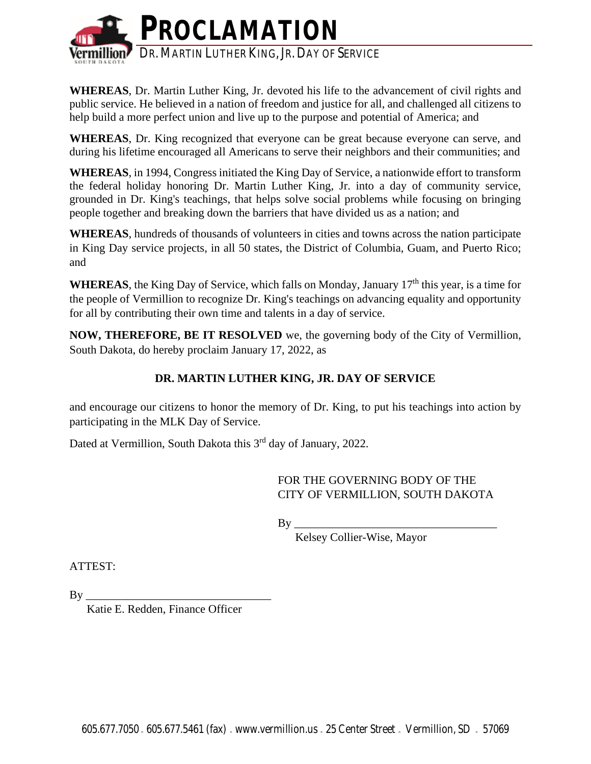# PROCLAMATION

## DR. MARTIN LUTHER KING, JR. DAY OF SERVICE

**WHEREAS**, Dr. Martin Luther King, Jr. devoted his life to the advancement of civil rights and public service. He believed in a nation of freedom and justice for all, and challenged all citizens to help build a more perfect union and live up to the purpose and potential of America; and

**WHEREAS**, Dr. King recognized that everyone can be great because everyone can serve, and during his lifetime encouraged all Americans to serve their neighbors and their communities; and

**WHEREAS**, in 1994, Congress initiated the King Day of Service, a nationwide effort to transform the federal holiday honoring Dr. Martin Luther King, Jr. into a day of community service, grounded in Dr. King's teachings, that helps solve social problems while focusing on bringing people together and breaking down the barriers that have divided us as a nation; and

**WHEREAS**, hundreds of thousands of volunteers in cities and towns across the nation participate in King Day service projects, in all 50 states, the District of Columbia, Guam, and Puerto Rico; and

**WHEREAS**, the King Day of Service, which falls on Monday, January 17th this year, is a time for the people of Vermillion to recognize Dr. King's teachings on advancing equality and opportunity for all by contributing their own time and talents in a day of service.

**NOW, THEREFORE, BE IT RESOLVED** we, the governing body of the City of Vermillion, South Dakota, do hereby proclaim January 17, 2022, as

**DR. MARTIN LUTHER KING, JR. DAY OF SERVICE**

and encourage our citizens to honor the memory of Dr. King, to put his teachings into action by participating in the MLK Day of Service.

Dated at Vermillion, South Dakota this 3rd day of January, 2022.

FOR THE GOVERNING BODY OF THE
CITY OF VERMILLION, SOUTH DAKOTA

By ___________________________________
Kelsey Collier-Wise, Mayor

ATTEST:

By _______________________________
Katie E. Redden, Finance Officer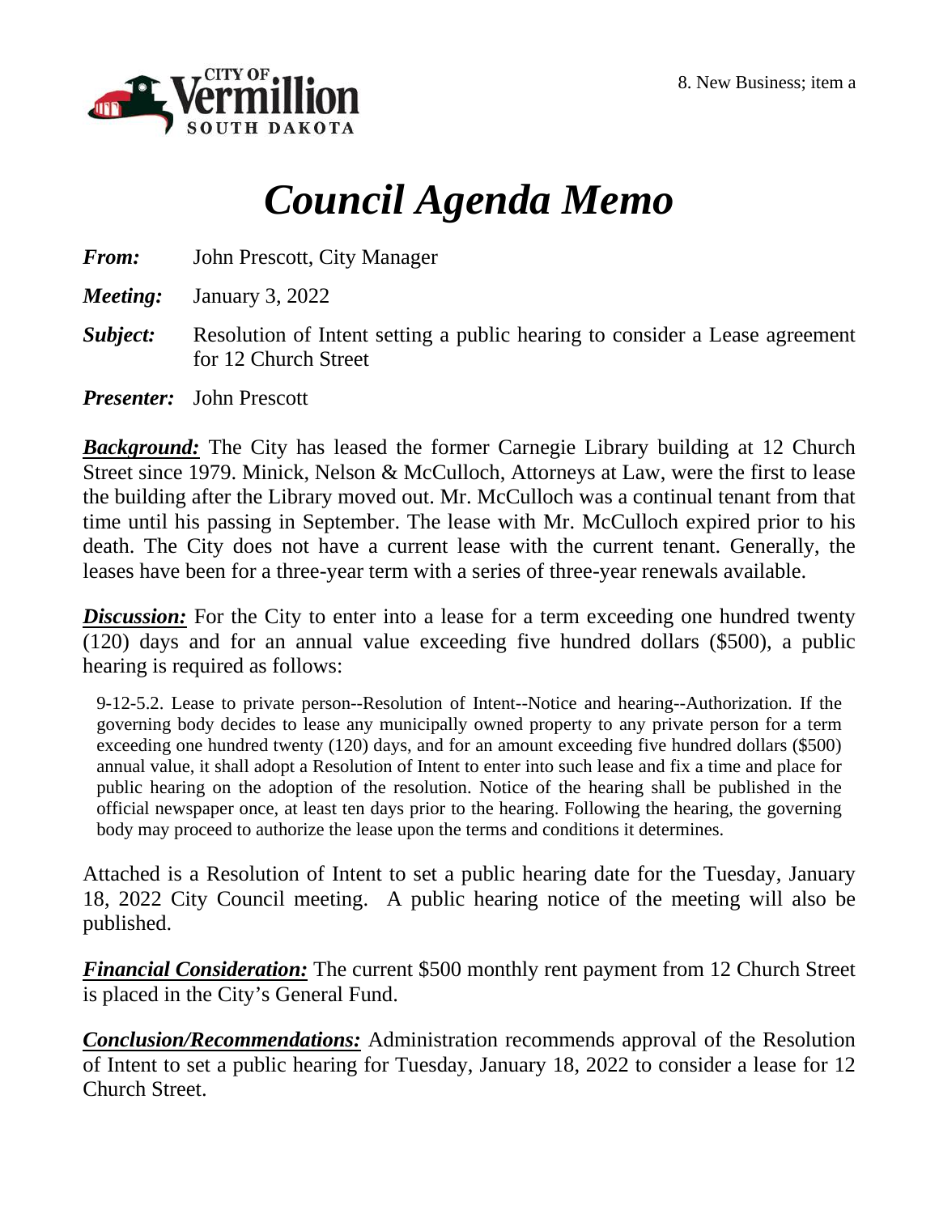CITY OF Vermillion SOUTH DAKOTA

8. New Business; item a

# *Council Agenda Memo*

***From:*** John Prescott, City Manager

***Meeting:*** January 3, 2022

***Subject:*** Resolution of Intent setting a public hearing to consider a Lease agreement for 12 Church Street

***Presenter:*** John Prescott

***Background:*** The City has leased the former Carnegie Library building at 12 Church Street since 1979. Minick, Nelson & McCulloch, Attorneys at Law, were the first to lease the building after the Library moved out. Mr. McCulloch was a continual tenant from that time until his passing in September. The lease with Mr. McCulloch expired prior to his death. The City does not have a current lease with the current tenant. Generally, the leases have been for a three-year term with a series of three-year renewals available.

***Discussion:*** For the City to enter into a lease for a term exceeding one hundred twenty (120) days and for an annual value exceeding five hundred dollars ($500), a public hearing is required as follows:

> 9-12-5.2. Lease to private person--Resolution of Intent--Notice and hearing--Authorization. If the governing body decides to lease any municipally owned property to any private person for a term exceeding one hundred twenty (120) days, and for an amount exceeding five hundred dollars ($500) annual value, it shall adopt a Resolution of Intent to enter into such lease and fix a time and place for public hearing on the adoption of the resolution. Notice of the hearing shall be published in the official newspaper once, at least ten days prior to the hearing. Following the hearing, the governing body may proceed to authorize the lease upon the terms and conditions it determines.

Attached is a Resolution of Intent to set a public hearing date for the Tuesday, January 18, 2022 City Council meeting. A public hearing notice of the meeting will also be published.

***Financial Consideration:*** The current $500 monthly rent payment from 12 Church Street is placed in the City's General Fund.

***Conclusion/Recommendations:*** Administration recommends approval of the Resolution of Intent to set a public hearing for Tuesday, January 18, 2022 to consider a lease for 12 Church Street.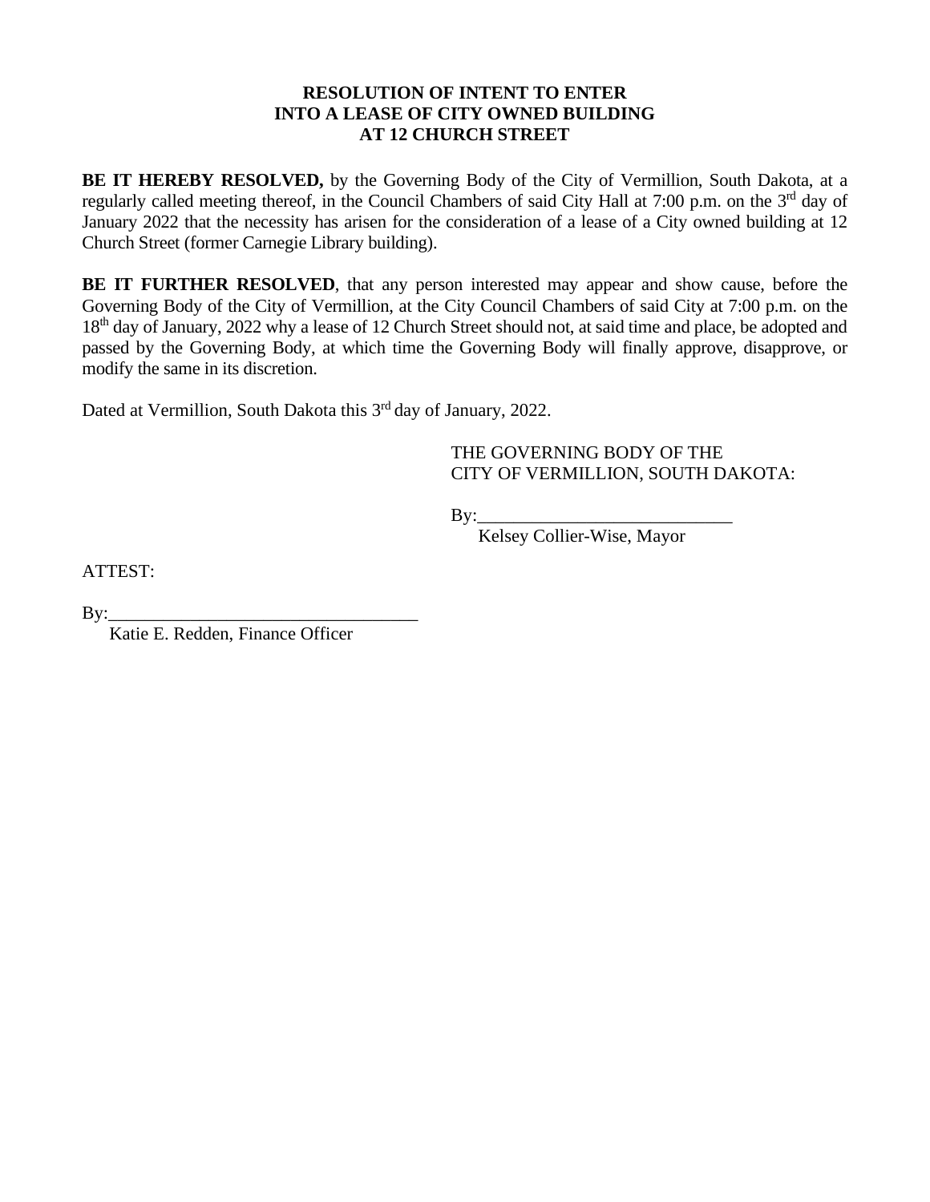# RESOLUTION OF INTENT TO ENTER INTO A LEASE OF CITY OWNED BUILDING AT 12 CHURCH STREET

**BE IT HEREBY RESOLVED,** by the Governing Body of the City of Vermillion, South Dakota, at a regularly called meeting thereof, in the Council Chambers of said City Hall at 7:00 p.m. on the 3rd day of January 2022 that the necessity has arisen for the consideration of a lease of a City owned building at 12 Church Street (former Carnegie Library building).

**BE IT FURTHER RESOLVED**, that any person interested may appear and show cause, before the Governing Body of the City of Vermillion, at the City Council Chambers of said City at 7:00 p.m. on the 18th day of January, 2022 why a lease of 12 Church Street should not, at said time and place, be adopted and passed by the Governing Body, at which time the Governing Body will finally approve, disapprove, or modify the same in its discretion.

Dated at Vermillion, South Dakota this 3rd day of January, 2022.

THE GOVERNING BODY OF THE
CITY OF VERMILLION, SOUTH DAKOTA:

By:____________________________
Kelsey Collier-Wise, Mayor

ATTEST:

By:__________________________________
Katie E. Redden, Finance Officer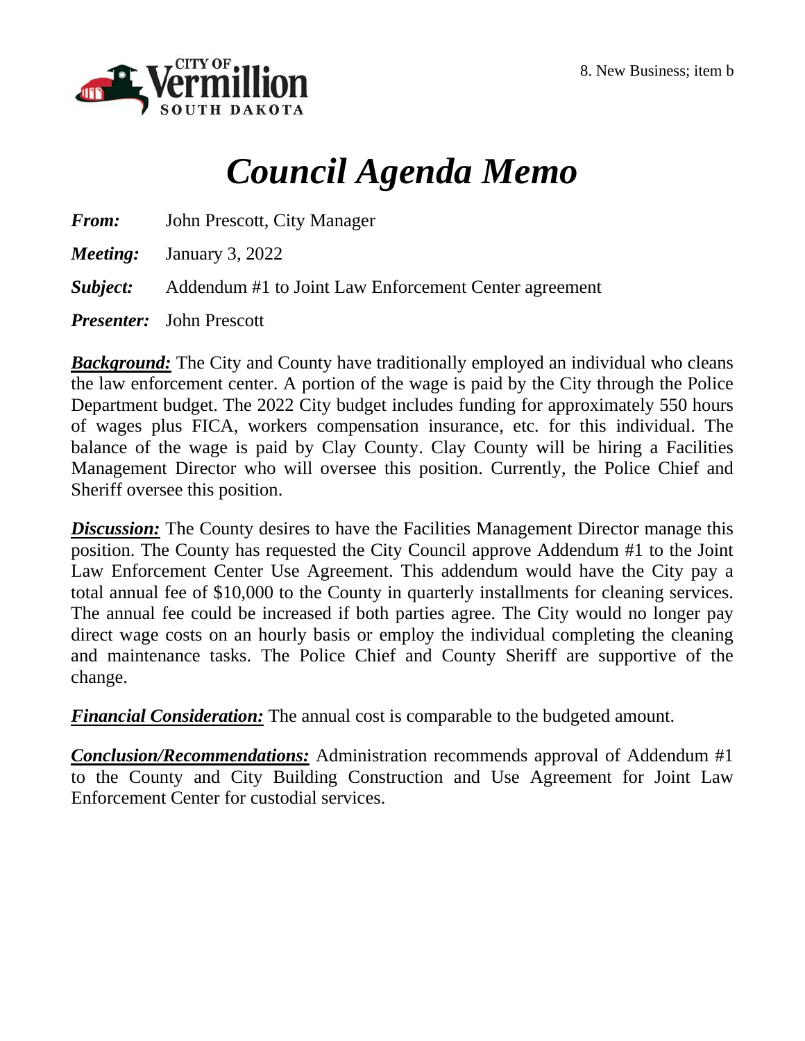8. New Business; item b

# Council Agenda Memo

***From:*** John Prescott, City Manager

***Meeting:*** January 3, 2022

***Subject:*** Addendum #1 to Joint Law Enforcement Center agreement

***Presenter:*** John Prescott

***Background:*** The City and County have traditionally employed an individual who cleans the law enforcement center. A portion of the wage is paid by the City through the Police Department budget. The 2022 City budget includes funding for approximately 550 hours of wages plus FICA, workers compensation insurance, etc. for this individual. The balance of the wage is paid by Clay County. Clay County will be hiring a Facilities Management Director who will oversee this position. Currently, the Police Chief and Sheriff oversee this position.

***Discussion:*** The County desires to have the Facilities Management Director manage this position. The County has requested the City Council approve Addendum #1 to the Joint Law Enforcement Center Use Agreement. This addendum would have the City pay a total annual fee of $10,000 to the County in quarterly installments for cleaning services. The annual fee could be increased if both parties agree. The City would no longer pay direct wage costs on an hourly basis or employ the individual completing the cleaning and maintenance tasks. The Police Chief and County Sheriff are supportive of the change.

***Financial Consideration:*** The annual cost is comparable to the budgeted amount.

***Conclusion/Recommendations:*** Administration recommends approval of Addendum #1 to the County and City Building Construction and Use Agreement for Joint Law Enforcement Center for custodial services.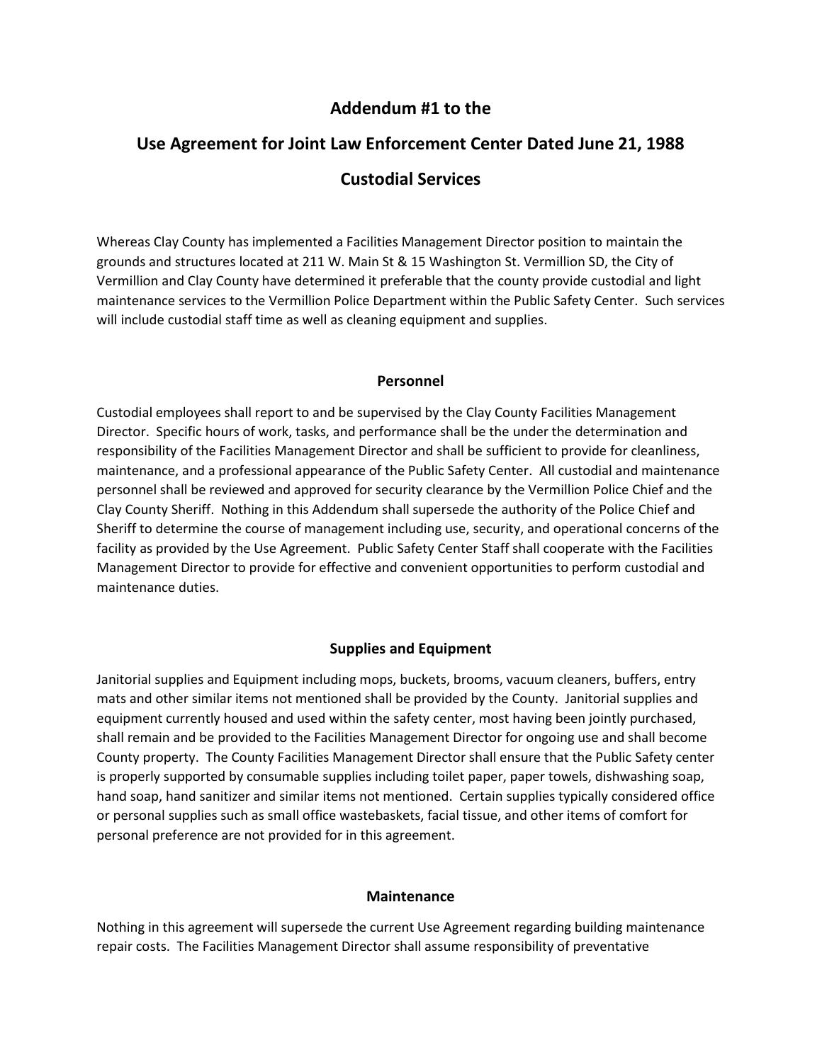## Addendum #1 to the

## Use Agreement for Joint Law Enforcement Center Dated June 21, 1988

## Custodial Services

Whereas Clay County has implemented a Facilities Management Director position to maintain the grounds and structures located at 211 W. Main St & 15 Washington St. Vermillion SD, the City of Vermillion and Clay County have determined it preferable that the county provide custodial and light maintenance services to the Vermillion Police Department within the Public Safety Center. Such services will include custodial staff time as well as cleaning equipment and supplies.

### Personnel

Custodial employees shall report to and be supervised by the Clay County Facilities Management Director. Specific hours of work, tasks, and performance shall be the under the determination and responsibility of the Facilities Management Director and shall be sufficient to provide for cleanliness, maintenance, and a professional appearance of the Public Safety Center. All custodial and maintenance personnel shall be reviewed and approved for security clearance by the Vermillion Police Chief and the Clay County Sheriff. Nothing in this Addendum shall supersede the authority of the Police Chief and Sheriff to determine the course of management including use, security, and operational concerns of the facility as provided by the Use Agreement. Public Safety Center Staff shall cooperate with the Facilities Management Director to provide for effective and convenient opportunities to perform custodial and maintenance duties.

### Supplies and Equipment

Janitorial supplies and Equipment including mops, buckets, brooms, vacuum cleaners, buffers, entry mats and other similar items not mentioned shall be provided by the County. Janitorial supplies and equipment currently housed and used within the safety center, most having been jointly purchased, shall remain and be provided to the Facilities Management Director for ongoing use and shall become County property. The County Facilities Management Director shall ensure that the Public Safety center is properly supported by consumable supplies including toilet paper, paper towels, dishwashing soap, hand soap, hand sanitizer and similar items not mentioned. Certain supplies typically considered office or personal supplies such as small office wastebaskets, facial tissue, and other items of comfort for personal preference are not provided for in this agreement.

### Maintenance

Nothing in this agreement will supersede the current Use Agreement regarding building maintenance repair costs. The Facilities Management Director shall assume responsibility of preventative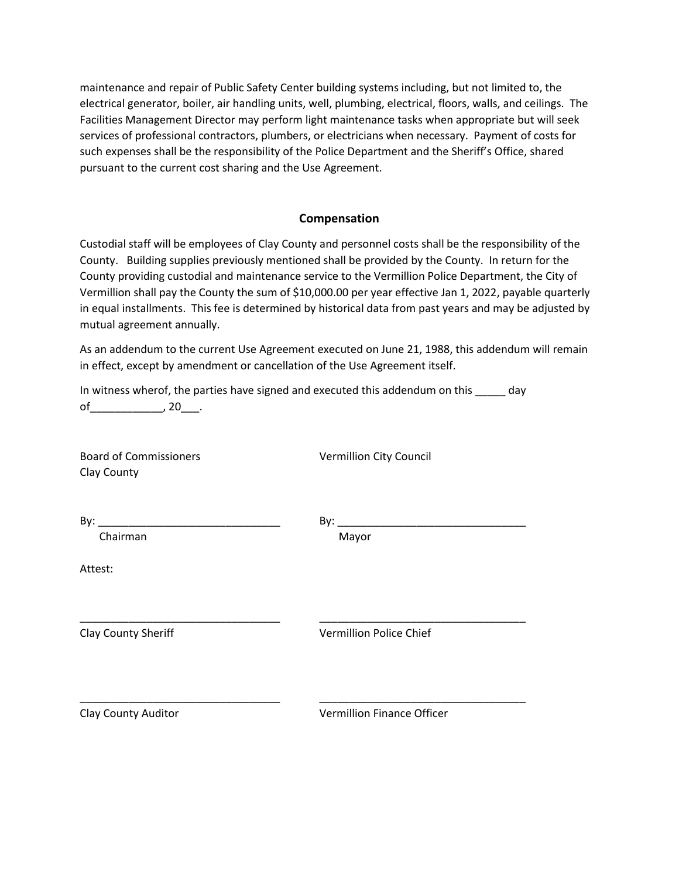maintenance and repair of Public Safety Center building systems including, but not limited to, the electrical generator, boiler, air handling units, well, plumbing, electrical, floors, walls, and ceilings. The Facilities Management Director may perform light maintenance tasks when appropriate but will seek services of professional contractors, plumbers, or electricians when necessary. Payment of costs for such expenses shall be the responsibility of the Police Department and the Sheriff's Office, shared pursuant to the current cost sharing and the Use Agreement.

## Compensation

Custodial staff will be employees of Clay County and personnel costs shall be the responsibility of the County. Building supplies previously mentioned shall be provided by the County. In return for the County providing custodial and maintenance service to the Vermillion Police Department, the City of Vermillion shall pay the County the sum of $10,000.00 per year effective Jan 1, 2022, payable quarterly in equal installments. This fee is determined by historical data from past years and may be adjusted by mutual agreement annually.

As an addendum to the current Use Agreement executed on June 21, 1988, this addendum will remain in effect, except by amendment or cancellation of the Use Agreement itself.

In witness wherof, the parties have signed and executed this addendum on this _____ day of____________, 20___.

Board of Commissioners
Clay County

By: ______________________________
Chairman

Vermillion City Council

By: _______________________________
Mayor

Attest:

_________________________________
Clay County Sheriff

_________________________________
Vermillion Police Chief

_________________________________
Clay County Auditor

_________________________________
Vermillion Finance Officer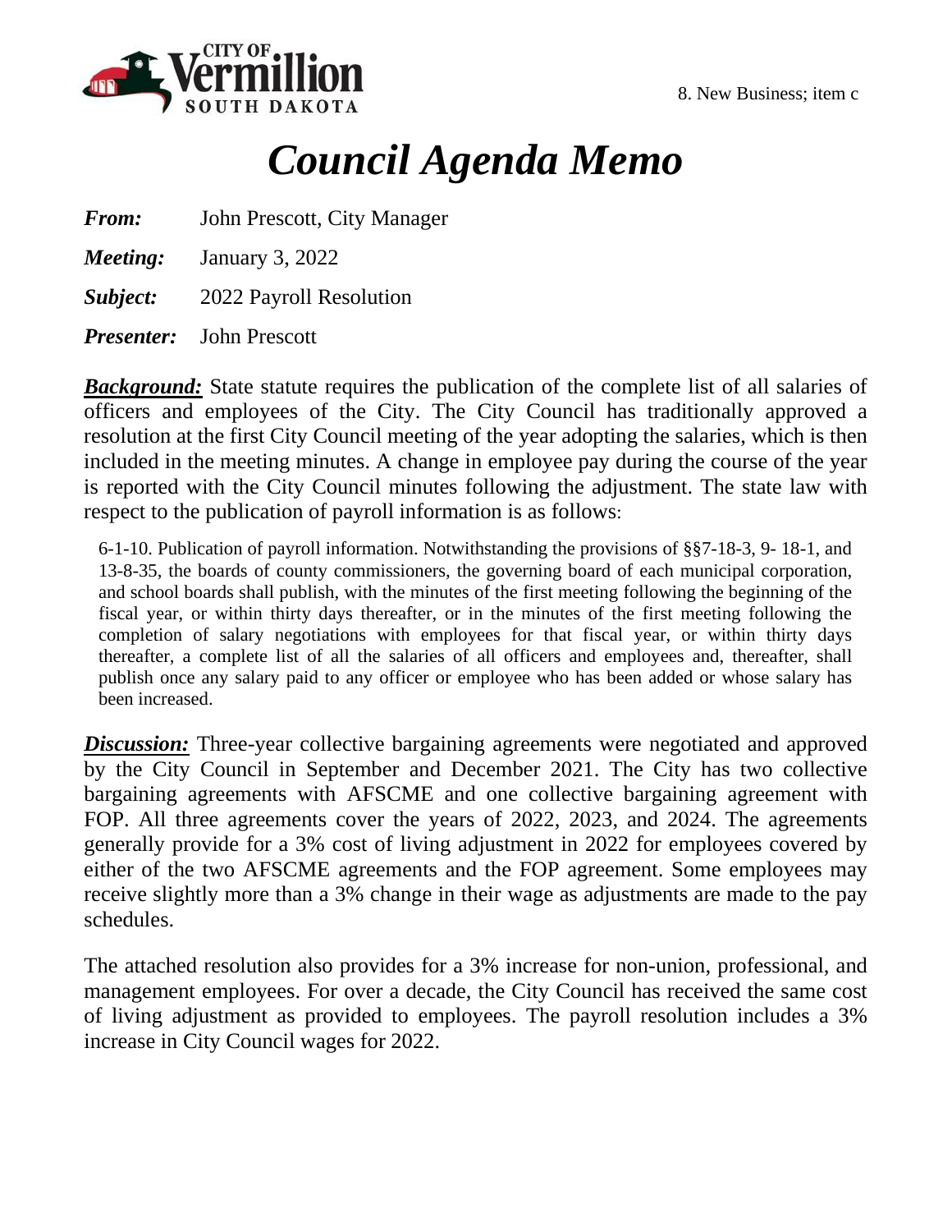CITY OF Vermillion SOUTH DAKOTA

8. New Business; item c

# *Council Agenda Memo*

***From:*** John Prescott, City Manager

***Meeting:*** January 3, 2022

***Subject:*** 2022 Payroll Resolution

***Presenter:*** John Prescott

***Background:*** State statute requires the publication of the complete list of all salaries of officers and employees of the City. The City Council has traditionally approved a resolution at the first City Council meeting of the year adopting the salaries, which is then included in the meeting minutes. A change in employee pay during the course of the year is reported with the City Council minutes following the adjustment. The state law with respect to the publication of payroll information is as follows:

> 6-1-10. Publication of payroll information. Notwithstanding the provisions of §§7-18-3, 9- 18-1, and 13-8-35, the boards of county commissioners, the governing board of each municipal corporation, and school boards shall publish, with the minutes of the first meeting following the beginning of the fiscal year, or within thirty days thereafter, or in the minutes of the first meeting following the completion of salary negotiations with employees for that fiscal year, or within thirty days thereafter, a complete list of all the salaries of all officers and employees and, thereafter, shall publish once any salary paid to any officer or employee who has been added or whose salary has been increased.

***Discussion:*** Three-year collective bargaining agreements were negotiated and approved by the City Council in September and December 2021. The City has two collective bargaining agreements with AFSCME and one collective bargaining agreement with FOP. All three agreements cover the years of 2022, 2023, and 2024. The agreements generally provide for a 3% cost of living adjustment in 2022 for employees covered by either of the two AFSCME agreements and the FOP agreement. Some employees may receive slightly more than a 3% change in their wage as adjustments are made to the pay schedules.

The attached resolution also provides for a 3% increase for non-union, professional, and management employees. For over a decade, the City Council has received the same cost of living adjustment as provided to employees. The payroll resolution includes a 3% increase in City Council wages for 2022.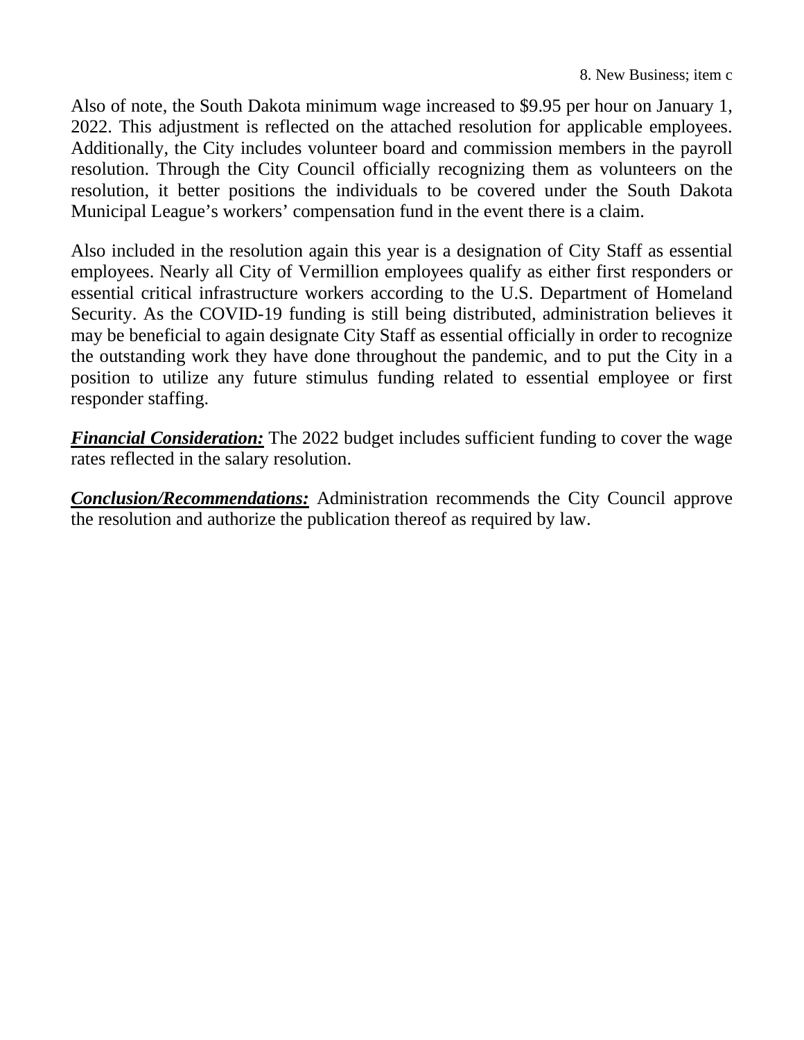Also of note, the South Dakota minimum wage increased to $9.95 per hour on January 1, 2022. This adjustment is reflected on the attached resolution for applicable employees. Additionally, the City includes volunteer board and commission members in the payroll resolution. Through the City Council officially recognizing them as volunteers on the resolution, it better positions the individuals to be covered under the South Dakota Municipal League's workers' compensation fund in the event there is a claim.

Also included in the resolution again this year is a designation of City Staff as essential employees. Nearly all City of Vermillion employees qualify as either first responders or essential critical infrastructure workers according to the U.S. Department of Homeland Security. As the COVID-19 funding is still being distributed, administration believes it may be beneficial to again designate City Staff as essential officially in order to recognize the outstanding work they have done throughout the pandemic, and to put the City in a position to utilize any future stimulus funding related to essential employee or first responder staffing.

***Financial Consideration:*** The 2022 budget includes sufficient funding to cover the wage rates reflected in the salary resolution.

***Conclusion/Recommendations:*** Administration recommends the City Council approve the resolution and authorize the publication thereof as required by law.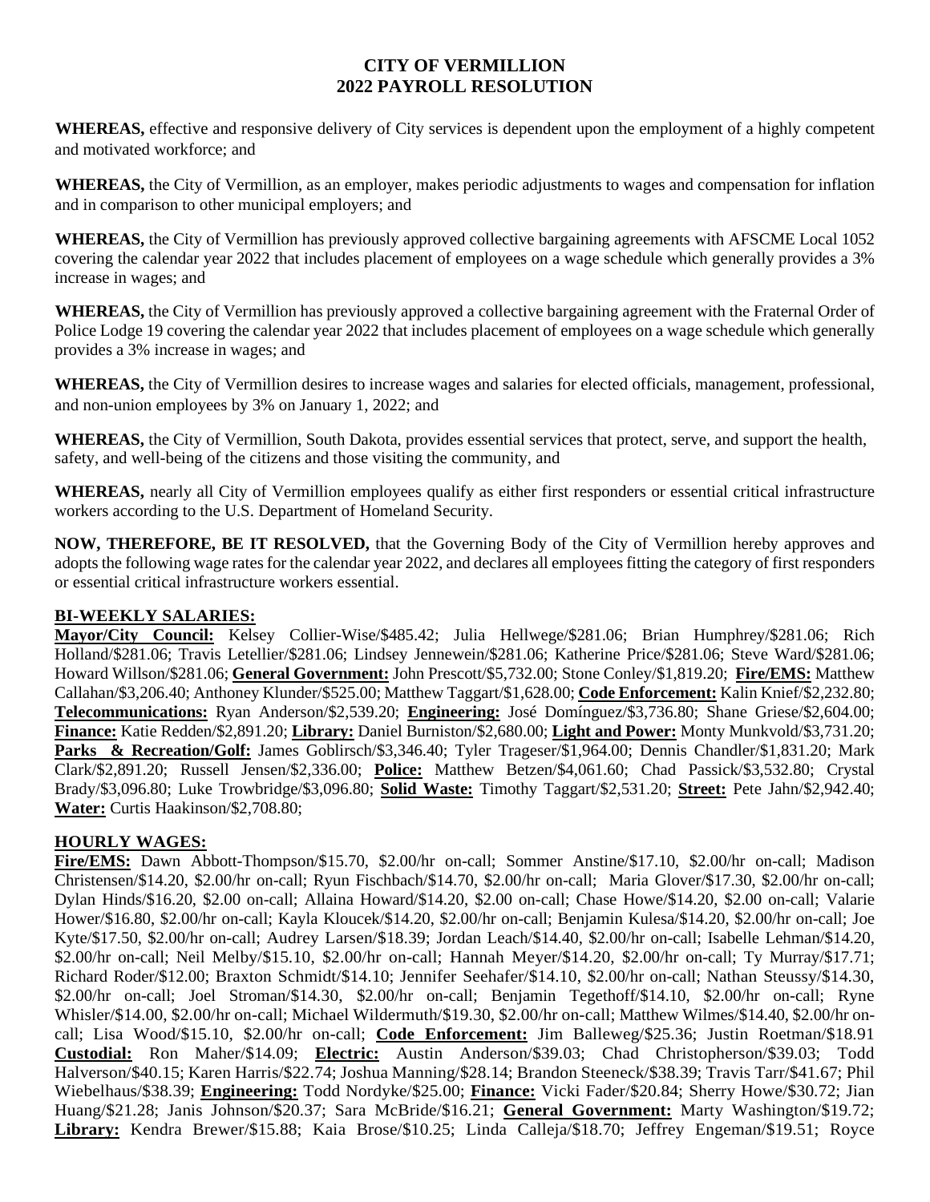# CITY OF VERMILLION
## 2022 PAYROLL RESOLUTION

**WHEREAS,** effective and responsive delivery of City services is dependent upon the employment of a highly competent and motivated workforce; and

**WHEREAS,** the City of Vermillion, as an employer, makes periodic adjustments to wages and compensation for inflation and in comparison to other municipal employers; and

**WHEREAS,** the City of Vermillion has previously approved collective bargaining agreements with AFSCME Local 1052 covering the calendar year 2022 that includes placement of employees on a wage schedule which generally provides a 3% increase in wages; and

**WHEREAS,** the City of Vermillion has previously approved a collective bargaining agreement with the Fraternal Order of Police Lodge 19 covering the calendar year 2022 that includes placement of employees on a wage schedule which generally provides a 3% increase in wages; and

**WHEREAS,** the City of Vermillion desires to increase wages and salaries for elected officials, management, professional, and non-union employees by 3% on January 1, 2022; and

**WHEREAS,** the City of Vermillion, South Dakota, provides essential services that protect, serve, and support the health, safety, and well-being of the citizens and those visiting the community, and

**WHEREAS,** nearly all City of Vermillion employees qualify as either first responders or essential critical infrastructure workers according to the U.S. Department of Homeland Security.

**NOW, THEREFORE, BE IT RESOLVED,** that the Governing Body of the City of Vermillion hereby approves and adopts the following wage rates for the calendar year 2022, and declares all employees fitting the category of first responders or essential critical infrastructure workers essential.

**BI-WEEKLY SALARIES:**

**Mayor/City Council:** Kelsey Collier-Wise/$485.42; Julia Hellwege/$281.06; Brian Humphrey/$281.06; Rich Holland/$281.06; Travis Letellier/$281.06; Lindsey Jennewein/$281.06; Katherine Price/$281.06; Steve Ward/$281.06; Howard Willson/$281.06; **General Government:** John Prescott/$5,732.00; Stone Conley/$1,819.20; **Fire/EMS:** Matthew Callahan/$3,206.40; Anthoney Klunder/$525.00; Matthew Taggart/$1,628.00; **Code Enforcement:** Kalin Knief/$2,232.80; **Telecommunications:** Ryan Anderson/$2,539.20; **Engineering:** José Domínguez/$3,736.80; Shane Griese/$2,604.00; **Finance:** Katie Redden/$2,891.20; **Library:** Daniel Burniston/$2,680.00; **Light and Power:** Monty Munkvold/$3,731.20; **Parks & Recreation/Golf:** James Goblirsch/$3,346.40; Tyler Trageser/$1,964.00; Dennis Chandler/$1,831.20; Mark Clark/$2,891.20; Russell Jensen/$2,336.00; **Police:** Matthew Betzen/$4,061.60; Chad Passick/$3,532.80; Crystal Brady/$3,096.80; Luke Trowbridge/$3,096.80; **Solid Waste:** Timothy Taggart/$2,531.20; **Street:** Pete Jahn/$2,942.40; **Water:** Curtis Haakinson/$2,708.80;

**HOURLY WAGES:**

**Fire/EMS:** Dawn Abbott-Thompson/$15.70, $2.00/hr on-call; Sommer Anstine/$17.10, $2.00/hr on-call; Madison Christensen/$14.20, $2.00/hr on-call; Ryun Fischbach/$14.70, $2.00/hr on-call; Maria Glover/$17.30, $2.00/hr on-call; Dylan Hinds/$16.20, $2.00 on-call; Allaina Howard/$14.20, $2.00 on-call; Chase Howe/$14.20, $2.00 on-call; Valarie Hower/$16.80, $2.00/hr on-call; Kayla Kloucek/$14.20, $2.00/hr on-call; Benjamin Kulesa/$14.20, $2.00/hr on-call; Joe Kyte/$17.50, $2.00/hr on-call; Audrey Larsen/$18.39; Jordan Leach/$14.40, $2.00/hr on-call; Isabelle Lehman/$14.20, $2.00/hr on-call; Neil Melby/$15.10, $2.00/hr on-call; Hannah Meyer/$14.20, $2.00/hr on-call; Ty Murray/$17.71; Richard Roder/$12.00; Braxton Schmidt/$14.10; Jennifer Seehafer/$14.10, $2.00/hr on-call; Nathan Steussy/$14.30, $2.00/hr on-call; Joel Stroman/$14.30, $2.00/hr on-call; Benjamin Tegethoff/$14.10, $2.00/hr on-call; Ryne Whisler/$14.00, $2.00/hr on-call; Michael Wildermuth/$19.30, $2.00/hr on-call; Matthew Wilmes/$14.40, $2.00/hr on-call; Lisa Wood/$15.10, $2.00/hr on-call; **Code Enforcement:** Jim Balleweg/$25.36; Justin Roetman/$18.91 **Custodial:** Ron Maher/$14.09; **Electric:** Austin Anderson/$39.03; Chad Christopherson/$39.03; Todd Halverson/$40.15; Karen Harris/$22.74; Joshua Manning/$28.14; Brandon Steeneck/$38.39; Travis Tarr/$41.67; Phil Wiebelhaus/$38.39; **Engineering:** Todd Nordyke/$25.00; **Finance:** Vicki Fader/$20.84; Sherry Howe/$30.72; Jian Huang/$21.28; Janis Johnson/$20.37; Sara McBride/$16.21; **General Government:** Marty Washington/$19.72; **Library:** Kendra Brewer/$15.88; Kaia Brose/$10.25; Linda Calleja/$18.70; Jeffrey Engeman/$19.51; Royce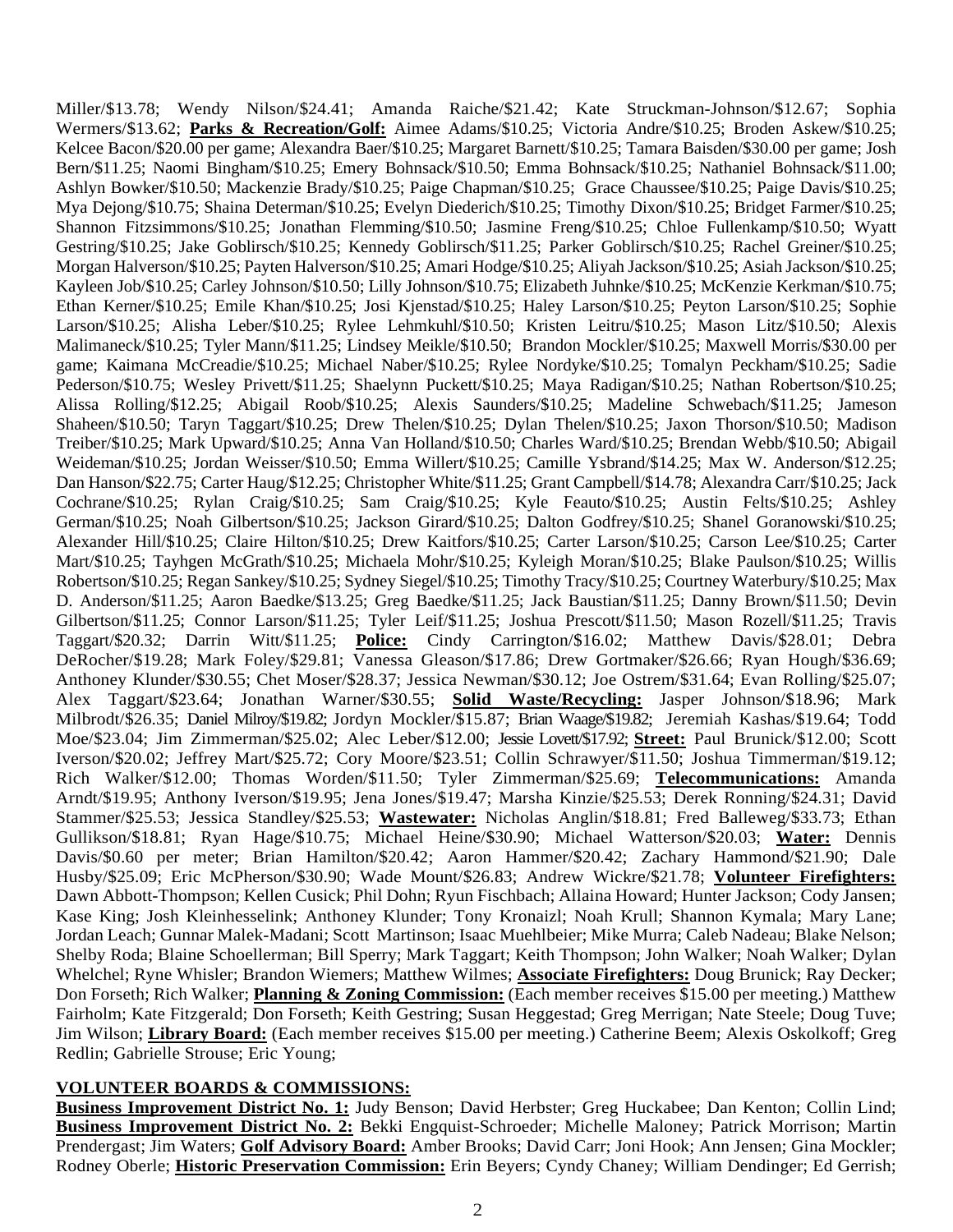Miller/$13.78; Wendy Nilson/$24.41; Amanda Raiche/$21.42; Kate Struckman-Johnson/$12.67; Sophia Wermers/$13.62; **Parks & Recreation/Golf:** Aimee Adams/$10.25; Victoria Andre/$10.25; Broden Askew/$10.25; Kelcee Bacon/$20.00 per game; Alexandra Baer/$10.25; Margaret Barnett/$10.25; Tamara Baisden/$30.00 per game; Josh Bern/$11.25; Naomi Bingham/$10.25; Emery Bohnsack/$10.50; Emma Bohnsack/$10.25; Nathaniel Bohnsack/$11.00; Ashlyn Bowker/$10.50; Mackenzie Brady/$10.25; Paige Chapman/$10.25; Grace Chaussee/$10.25; Paige Davis/$10.25; Mya Dejong/$10.75; Shaina Determan/$10.25; Evelyn Diederich/$10.25; Timothy Dixon/$10.25; Bridget Farmer/$10.25; Shannon Fitzsimmons/$10.25; Jonathan Flemming/$10.50; Jasmine Freng/$10.25; Chloe Fullenkamp/$10.50; Wyatt Gestring/$10.25; Jake Goblirsch/$10.25; Kennedy Goblirsch/$11.25; Parker Goblirsch/$10.25; Rachel Greiner/$10.25; Morgan Halverson/$10.25; Payten Halverson/$10.25; Amari Hodge/$10.25; Aliyah Jackson/$10.25; Asiah Jackson/$10.25; Kayleen Job/$10.25; Carley Johnson/$10.50; Lilly Johnson/$10.75; Elizabeth Juhnke/$10.25; McKenzie Kerkman/$10.75; Ethan Kerner/$10.25; Emile Khan/$10.25; Josi Kjenstad/$10.25; Haley Larson/$10.25; Peyton Larson/$10.25; Sophie Larson/$10.25; Alisha Leber/$10.25; Rylee Lehmkuhl/$10.50; Kristen Leitru/$10.25; Mason Litz/$10.50; Alexis Malimaneck/$10.25; Tyler Mann/$11.25; Lindsey Meikle/$10.50; Brandon Mockler/$10.25; Maxwell Morris/$30.00 per game; Kaimana McCreadie/$10.25; Michael Naber/$10.25; Rylee Nordyke/$10.25; Tomalyn Peckham/$10.25; Sadie Pederson/$10.75; Wesley Privett/$11.25; Shaelynn Puckett/$10.25; Maya Radigan/$10.25; Nathan Robertson/$10.25; Alissa Rolling/$12.25; Abigail Roob/$10.25; Alexis Saunders/$10.25; Madeline Schwebach/$11.25; Jameson Shaheen/$10.50; Taryn Taggart/$10.25; Drew Thelen/$10.25; Dylan Thelen/$10.25; Jaxon Thorson/$10.50; Madison Treiber/$10.25; Mark Upward/$10.25; Anna Van Holland/$10.50; Charles Ward/$10.25; Brendan Webb/$10.50; Abigail Weideman/$10.25; Jordan Weisser/$10.50; Emma Willert/$10.25; Camille Ysbrand/$14.25; Max W. Anderson/$12.25; Dan Hanson/$22.75; Carter Haug/$12.25; Christopher White/$11.25; Grant Campbell/$14.78; Alexandra Carr/$10.25; Jack Cochrane/$10.25; Rylan Craig/$10.25; Sam Craig/$10.25; Kyle Feauto/$10.25; Austin Felts/$10.25; Ashley German/$10.25; Noah Gilbertson/$10.25; Jackson Girard/$10.25; Dalton Godfrey/$10.25; Shanel Goranowski/$10.25; Alexander Hill/$10.25; Claire Hilton/$10.25; Drew Kaitfors/$10.25; Carter Larson/$10.25; Carson Lee/$10.25; Carter Mart/$10.25; Tayhgen McGrath/$10.25; Michaela Mohr/$10.25; Kyleigh Moran/$10.25; Blake Paulson/$10.25; Willis Robertson/$10.25; Regan Sankey/$10.25; Sydney Siegel/$10.25; Timothy Tracy/$10.25; Courtney Waterbury/$10.25; Max D. Anderson/$11.25; Aaron Baedke/$13.25; Greg Baedke/$11.25; Jack Baustian/$11.25; Danny Brown/$11.50; Devin Gilbertson/$11.25; Connor Larson/$11.25; Tyler Leif/$11.25; Joshua Prescott/$11.50; Mason Rozell/$11.25; Travis Taggart/$20.32; Darrin Witt/$11.25; **Police:** Cindy Carrington/$16.02; Matthew Davis/$28.01; Debra DeRocher/$19.28; Mark Foley/$29.81; Vanessa Gleason/$17.86; Drew Gortmaker/$26.66; Ryan Hough/$36.69; Anthoney Klunder/$30.55; Chet Moser/$28.37; Jessica Newman/$30.12; Joe Ostrem/$31.64; Evan Rolling/$25.07; Alex Taggart/$23.64; Jonathan Warner/$30.55; **Solid Waste/Recycling:** Jasper Johnson/$18.96; Mark Milbrodt/$26.35; Daniel Milroy/$19.82; Jordyn Mockler/$15.87; Brian Waage/$19.82; Jeremiah Kashas/$19.64; Todd Moe/$23.04; Jim Zimmerman/$25.02; Alec Leber/$12.00; Jessie Lovett/$17.92; **Street:** Paul Brunick/$12.00; Scott Iverson/$20.02; Jeffrey Mart/$25.72; Cory Moore/$23.51; Collin Schrawyer/$11.50; Joshua Timmerman/$19.12; Rich Walker/$12.00; Thomas Worden/$11.50; Tyler Zimmerman/$25.69; **Telecommunications:** Amanda Arndt/$19.95; Anthony Iverson/$19.95; Jena Jones/$19.47; Marsha Kinzie/$25.53; Derek Ronning/$24.31; David Stammer/$25.53; Jessica Standley/$25.53; **Wastewater:** Nicholas Anglin/$18.81; Fred Balleweg/$33.73; Ethan Gullikson/$18.81; Ryan Hage/$10.75; Michael Heine/$30.90; Michael Watterson/$20.03; **Water:** Dennis Davis/$0.60 per meter; Brian Hamilton/$20.42; Aaron Hammer/$20.42; Zachary Hammond/$21.90; Dale Husby/$25.09; Eric McPherson/$30.90; Wade Mount/$26.83; Andrew Wickre/$21.78; **Volunteer Firefighters:** Dawn Abbott-Thompson; Kellen Cusick; Phil Dohn; Ryun Fischbach; Allaina Howard; Hunter Jackson; Cody Jansen; Kase King; Josh Kleinhesselink; Anthoney Klunder; Tony Kronaizl; Noah Krull; Shannon Kymala; Mary Lane; Jordan Leach; Gunnar Malek-Madani; Scott Martinson; Isaac Muehlbeier; Mike Murra; Caleb Nadeau; Blake Nelson; Shelby Roda; Blaine Schoellerman; Bill Sperry; Mark Taggart; Keith Thompson; John Walker; Noah Walker; Dylan Whelchel; Ryne Whisler; Brandon Wiemers; Matthew Wilmes; **Associate Firefighters:** Doug Brunick; Ray Decker; Don Forseth; Rich Walker; **Planning & Zoning Commission:** (Each member receives $15.00 per meeting.) Matthew Fairholm; Kate Fitzgerald; Don Forseth; Keith Gestring; Susan Heggestad; Greg Merrigan; Nate Steele; Doug Tuve; Jim Wilson; **Library Board:** (Each member receives $15.00 per meeting.) Catherine Beem; Alexis Oskolkoff; Greg Redlin; Gabrielle Strouse; Eric Young;

**VOLUNTEER BOARDS & COMMISSIONS:**

**Business Improvement District No. 1:** Judy Benson; David Herbster; Greg Huckabee; Dan Kenton; Collin Lind; **Business Improvement District No. 2:** Bekki Engquist-Schroeder; Michelle Maloney; Patrick Morrison; Martin Prendergast; Jim Waters; **Golf Advisory Board:** Amber Brooks; David Carr; Joni Hook; Ann Jensen; Gina Mockler; Rodney Oberle; **Historic Preservation Commission:** Erin Beyers; Cyndy Chaney; William Dendinger; Ed Gerrish;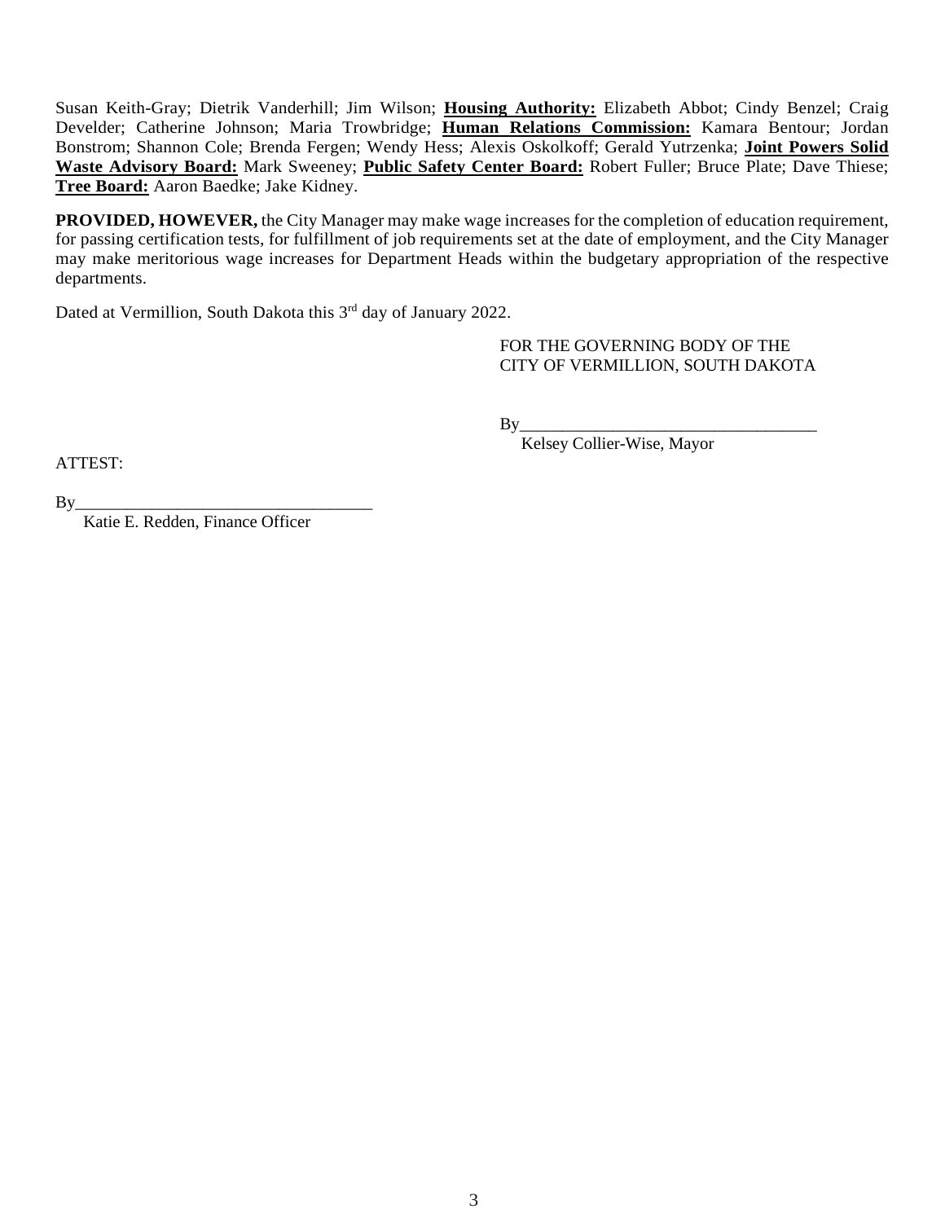Susan Keith-Gray; Dietrik Vanderhill; Jim Wilson; **Housing Authority:** Elizabeth Abbot; Cindy Benzel; Craig Develder; Catherine Johnson; Maria Trowbridge; **Human Relations Commission:** Kamara Bentour; Jordan Bonstrom; Shannon Cole; Brenda Fergen; Wendy Hess; Alexis Oskolkoff; Gerald Yutrzenka; **Joint Powers Solid Waste Advisory Board:** Mark Sweeney; **Public Safety Center Board:** Robert Fuller; Bruce Plate; Dave Thiese; **Tree Board:** Aaron Baedke; Jake Kidney.

**PROVIDED, HOWEVER,** the City Manager may make wage increases for the completion of education requirement, for passing certification tests, for fulfillment of job requirements set at the date of employment, and the City Manager may make meritorious wage increases for Department Heads within the budgetary appropriation of the respective departments.

Dated at Vermillion, South Dakota this 3rd day of January 2022.

FOR THE GOVERNING BODY OF THE
CITY OF VERMILLION, SOUTH DAKOTA

By___________________________________
Kelsey Collier-Wise, Mayor

ATTEST:

By___________________________________
Katie E. Redden, Finance Officer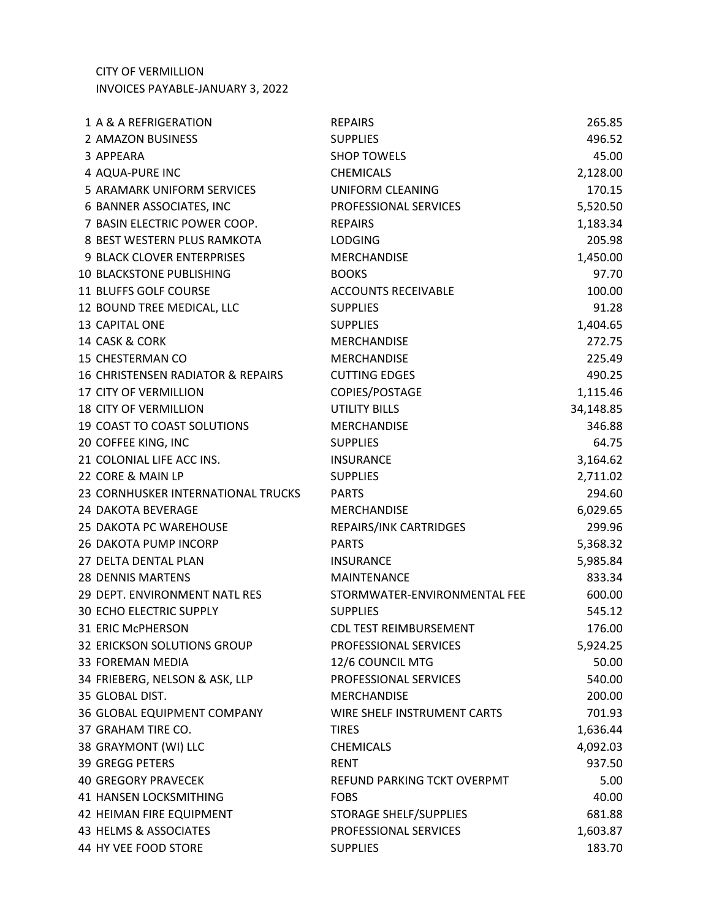CITY OF VERMILLION
INVOICES PAYABLE-JANUARY 3, 2022

| # | Vendor | Description | Amount |
|---|---|---|---|
| 1 | A & A REFRIGERATION | REPAIRS | 265.85 |
| 2 | AMAZON BUSINESS | SUPPLIES | 496.52 |
| 3 | APPEARA | SHOP TOWELS | 45.00 |
| 4 | AQUA-PURE INC | CHEMICALS | 2,128.00 |
| 5 | ARAMARK UNIFORM SERVICES | UNIFORM CLEANING | 170.15 |
| 6 | BANNER ASSOCIATES, INC | PROFESSIONAL SERVICES | 5,520.50 |
| 7 | BASIN ELECTRIC POWER COOP. | REPAIRS | 1,183.34 |
| 8 | BEST WESTERN PLUS RAMKOTA | LODGING | 205.98 |
| 9 | BLACK CLOVER ENTERPRISES | MERCHANDISE | 1,450.00 |
| 10 | BLACKSTONE PUBLISHING | BOOKS | 97.70 |
| 11 | BLUFFS GOLF COURSE | ACCOUNTS RECEIVABLE | 100.00 |
| 12 | BOUND TREE MEDICAL, LLC | SUPPLIES | 91.28 |
| 13 | CAPITAL ONE | SUPPLIES | 1,404.65 |
| 14 | CASK & CORK | MERCHANDISE | 272.75 |
| 15 | CHESTERMAN CO | MERCHANDISE | 225.49 |
| 16 | CHRISTENSEN RADIATOR & REPAIRS | CUTTING EDGES | 490.25 |
| 17 | CITY OF VERMILLION | COPIES/POSTAGE | 1,115.46 |
| 18 | CITY OF VERMILLION | UTILITY BILLS | 34,148.85 |
| 19 | COAST TO COAST SOLUTIONS | MERCHANDISE | 346.88 |
| 20 | COFFEE KING, INC | SUPPLIES | 64.75 |
| 21 | COLONIAL LIFE ACC INS. | INSURANCE | 3,164.62 |
| 22 | CORE & MAIN LP | SUPPLIES | 2,711.02 |
| 23 | CORNHUSKER INTERNATIONAL TRUCKS | PARTS | 294.60 |
| 24 | DAKOTA BEVERAGE | MERCHANDISE | 6,029.65 |
| 25 | DAKOTA PC WAREHOUSE | REPAIRS/INK CARTRIDGES | 299.96 |
| 26 | DAKOTA PUMP INCORP | PARTS | 5,368.32 |
| 27 | DELTA DENTAL PLAN | INSURANCE | 5,985.84 |
| 28 | DENNIS MARTENS | MAINTENANCE | 833.34 |
| 29 | DEPT. ENVIRONMENT NATL RES | STORMWATER-ENVIRONMENTAL FEE | 600.00 |
| 30 | ECHO ELECTRIC SUPPLY | SUPPLIES | 545.12 |
| 31 | ERIC McPHERSON | CDL TEST REIMBURSEMENT | 176.00 |
| 32 | ERICKSON SOLUTIONS GROUP | PROFESSIONAL SERVICES | 5,924.25 |
| 33 | FOREMAN MEDIA | 12/6 COUNCIL MTG | 50.00 |
| 34 | FRIEBERG, NELSON & ASK, LLP | PROFESSIONAL SERVICES | 540.00 |
| 35 | GLOBAL DIST. | MERCHANDISE | 200.00 |
| 36 | GLOBAL EQUIPMENT COMPANY | WIRE SHELF INSTRUMENT CARTS | 701.93 |
| 37 | GRAHAM TIRE CO. | TIRES | 1,636.44 |
| 38 | GRAYMONT (WI) LLC | CHEMICALS | 4,092.03 |
| 39 | GREGG PETERS | RENT | 937.50 |
| 40 | GREGORY PRAVECEK | REFUND PARKING TCKT OVERPMT | 5.00 |
| 41 | HANSEN LOCKSMITHING | FOBS | 40.00 |
| 42 | HEIMAN FIRE EQUIPMENT | STORAGE SHELF/SUPPLIES | 681.88 |
| 43 | HELMS & ASSOCIATES | PROFESSIONAL SERVICES | 1,603.87 |
| 44 | HY VEE FOOD STORE | SUPPLIES | 183.70 |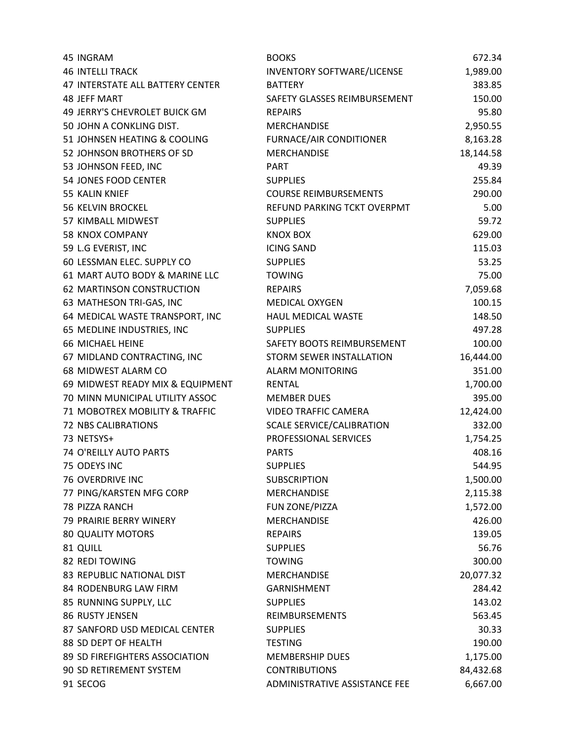| | | |
|---|---|---|
| 45 INGRAM | BOOKS | 672.34 |
| 46 INTELLI TRACK | INVENTORY SOFTWARE/LICENSE | 1,989.00 |
| 47 INTERSTATE ALL BATTERY CENTER | BATTERY | 383.85 |
| 48 JEFF MART | SAFETY GLASSES REIMBURSEMENT | 150.00 |
| 49 JERRY'S CHEVROLET BUICK GM | REPAIRS | 95.80 |
| 50 JOHN A CONKLING DIST. | MERCHANDISE | 2,950.55 |
| 51 JOHNSEN HEATING & COOLING | FURNACE/AIR CONDITIONER | 8,163.28 |
| 52 JOHNSON BROTHERS OF SD | MERCHANDISE | 18,144.58 |
| 53 JOHNSON FEED, INC | PART | 49.39 |
| 54 JONES FOOD CENTER | SUPPLIES | 255.84 |
| 55 KALIN KNIEF | COURSE REIMBURSEMENTS | 290.00 |
| 56 KELVIN BROCKEL | REFUND PARKING TCKT OVERPMT | 5.00 |
| 57 KIMBALL MIDWEST | SUPPLIES | 59.72 |
| 58 KNOX COMPANY | KNOX BOX | 629.00 |
| 59 L.G EVERIST, INC | ICING SAND | 115.03 |
| 60 LESSMAN ELEC. SUPPLY CO | SUPPLIES | 53.25 |
| 61 MART AUTO BODY & MARINE LLC | TOWING | 75.00 |
| 62 MARTINSON CONSTRUCTION | REPAIRS | 7,059.68 |
| 63 MATHESON TRI-GAS, INC | MEDICAL OXYGEN | 100.15 |
| 64 MEDICAL WASTE TRANSPORT, INC | HAUL MEDICAL WASTE | 148.50 |
| 65 MEDLINE INDUSTRIES, INC | SUPPLIES | 497.28 |
| 66 MICHAEL HEINE | SAFETY BOOTS REIMBURSEMENT | 100.00 |
| 67 MIDLAND CONTRACTING, INC | STORM SEWER INSTALLATION | 16,444.00 |
| 68 MIDWEST ALARM CO | ALARM MONITORING | 351.00 |
| 69 MIDWEST READY MIX & EQUIPMENT | RENTAL | 1,700.00 |
| 70 MINN MUNICIPAL UTILITY ASSOC | MEMBER DUES | 395.00 |
| 71 MOBOTREX MOBILITY & TRAFFIC | VIDEO TRAFFIC CAMERA | 12,424.00 |
| 72 NBS CALIBRATIONS | SCALE SERVICE/CALIBRATION | 332.00 |
| 73 NETSYS+ | PROFESSIONAL SERVICES | 1,754.25 |
| 74 O'REILLY AUTO PARTS | PARTS | 408.16 |
| 75 ODEYS INC | SUPPLIES | 544.95 |
| 76 OVERDRIVE INC | SUBSCRIPTION | 1,500.00 |
| 77 PING/KARSTEN MFG CORP | MERCHANDISE | 2,115.38 |
| 78 PIZZA RANCH | FUN ZONE/PIZZA | 1,572.00 |
| 79 PRAIRIE BERRY WINERY | MERCHANDISE | 426.00 |
| 80 QUALITY MOTORS | REPAIRS | 139.05 |
| 81 QUILL | SUPPLIES | 56.76 |
| 82 REDI TOWING | TOWING | 300.00 |
| 83 REPUBLIC NATIONAL DIST | MERCHANDISE | 20,077.32 |
| 84 RODENBURG LAW FIRM | GARNISHMENT | 284.42 |
| 85 RUNNING SUPPLY, LLC | SUPPLIES | 143.02 |
| 86 RUSTY JENSEN | REIMBURSEMENTS | 563.45 |
| 87 SANFORD USD MEDICAL CENTER | SUPPLIES | 30.33 |
| 88 SD DEPT OF HEALTH | TESTING | 190.00 |
| 89 SD FIREFIGHTERS ASSOCIATION | MEMBERSHIP DUES | 1,175.00 |
| 90 SD RETIREMENT SYSTEM | CONTRIBUTIONS | 84,432.68 |
| 91 SECOG | ADMINISTRATIVE ASSISTANCE FEE | 6,667.00 |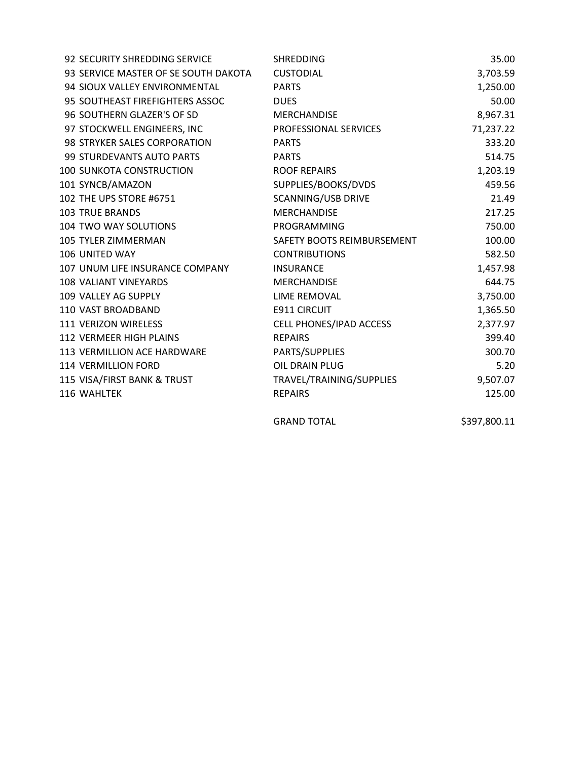| | | | |
|---|---|---|---|
| 92 | SECURITY SHREDDING SERVICE | SHREDDING | 35.00 |
| 93 | SERVICE MASTER OF SE SOUTH DAKOTA | CUSTODIAL | 3,703.59 |
| 94 | SIOUX VALLEY ENVIRONMENTAL | PARTS | 1,250.00 |
| 95 | SOUTHEAST FIREFIGHTERS ASSOC | DUES | 50.00 |
| 96 | SOUTHERN GLAZER'S OF SD | MERCHANDISE | 8,967.31 |
| 97 | STOCKWELL ENGINEERS, INC | PROFESSIONAL SERVICES | 71,237.22 |
| 98 | STRYKER SALES CORPORATION | PARTS | 333.20 |
| 99 | STURDEVANTS AUTO PARTS | PARTS | 514.75 |
| 100 | SUNKOTA CONSTRUCTION | ROOF REPAIRS | 1,203.19 |
| 101 | SYNCB/AMAZON | SUPPLIES/BOOKS/DVDS | 459.56 |
| 102 | THE UPS STORE #6751 | SCANNING/USB DRIVE | 21.49 |
| 103 | TRUE BRANDS | MERCHANDISE | 217.25 |
| 104 | TWO WAY SOLUTIONS | PROGRAMMING | 750.00 |
| 105 | TYLER ZIMMERMAN | SAFETY BOOTS REIMBURSEMENT | 100.00 |
| 106 | UNITED WAY | CONTRIBUTIONS | 582.50 |
| 107 | UNUM LIFE INSURANCE COMPANY | INSURANCE | 1,457.98 |
| 108 | VALIANT VINEYARDS | MERCHANDISE | 644.75 |
| 109 | VALLEY AG SUPPLY | LIME REMOVAL | 3,750.00 |
| 110 | VAST BROADBAND | E911 CIRCUIT | 1,365.50 |
| 111 | VERIZON WIRELESS | CELL PHONES/IPAD ACCESS | 2,377.97 |
| 112 | VERMEER HIGH PLAINS | REPAIRS | 399.40 |
| 113 | VERMILLION ACE HARDWARE | PARTS/SUPPLIES | 300.70 |
| 114 | VERMILLION FORD | OIL DRAIN PLUG | 5.20 |
| 115 | VISA/FIRST BANK & TRUST | TRAVEL/TRAINING/SUPPLIES | 9,507.07 |
| 116 | WAHLTEK | REPAIRS | 125.00 |
| | | GRAND TOTAL | $397,800.11 |